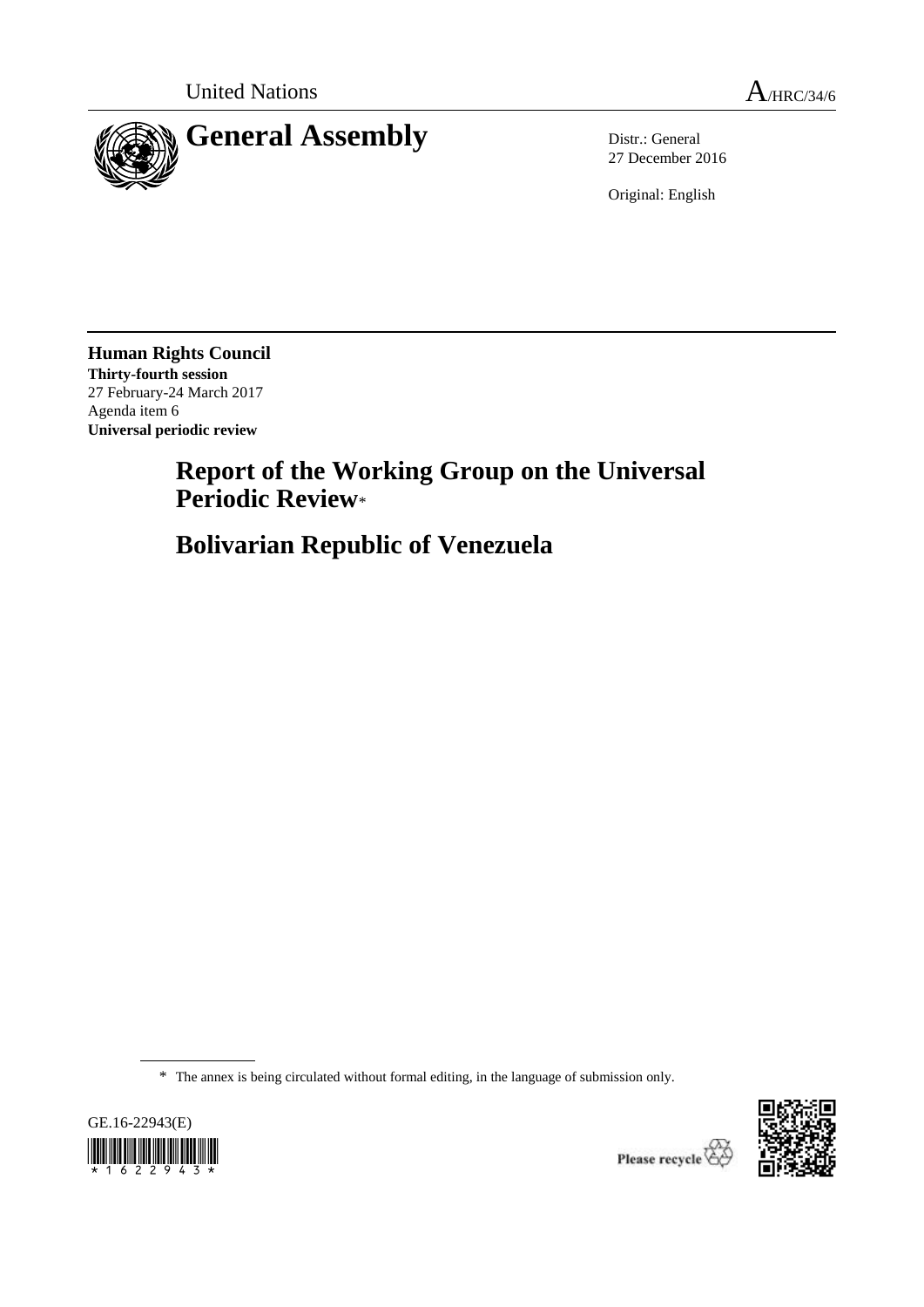United Nations A/HRC/34/6

# General Assembly

Distr.: General
27 December 2016

Original: English

**Human Rights Council**
**Thirty-fourth session**
27 February-24 March 2017
Agenda item 6
**Universal periodic review**

## Report of the Working Group on the Universal Periodic Review*

## Bolivarian Republic of Venezuela

\* The annex is being circulated without formal editing, in the language of submission only.

GE.16-22943(E)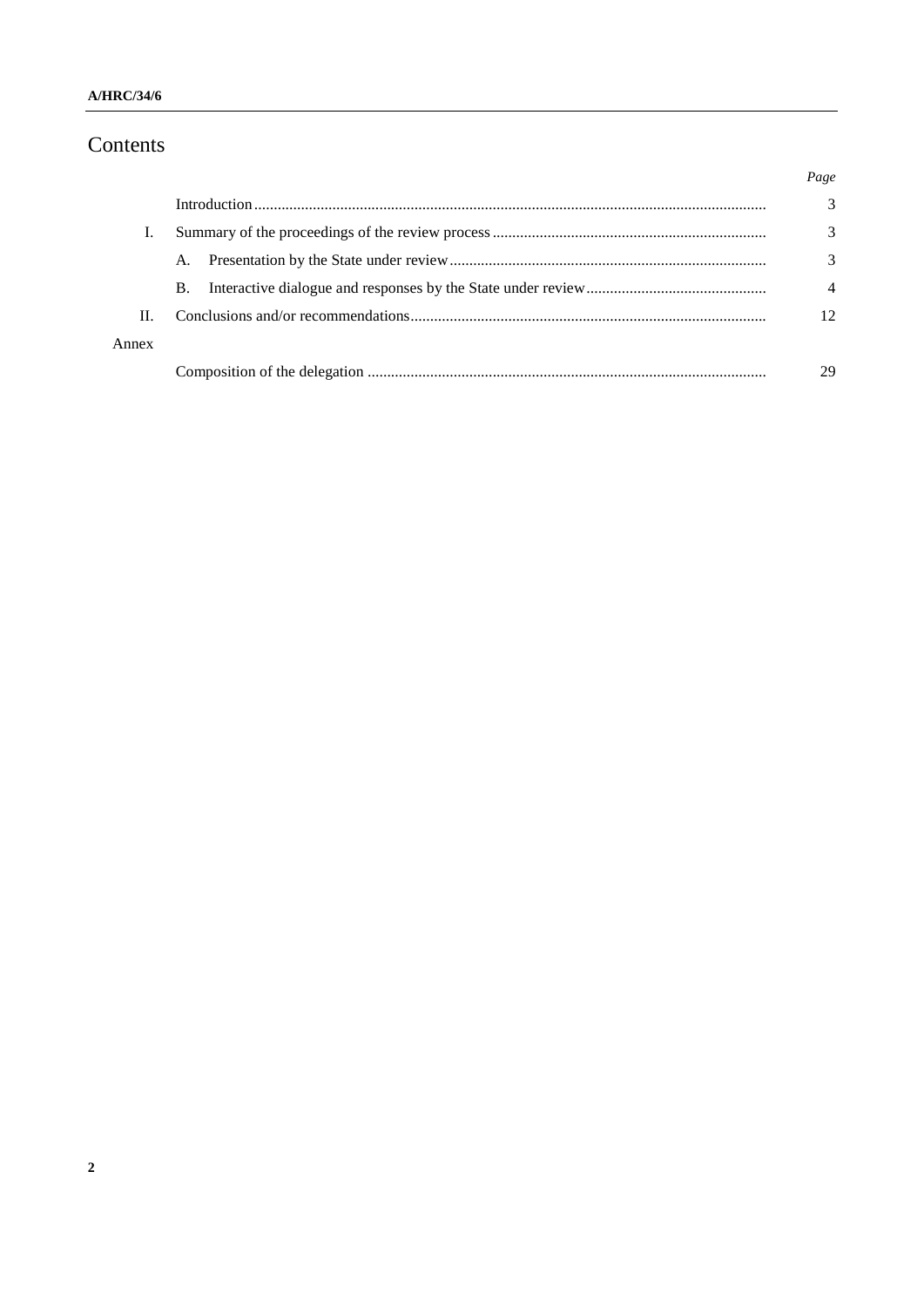# Contents

| | | Page |
|---|---|---|
| | Introduction | 3 |
| I. | Summary of the proceedings of the review process | 3 |
| | A. Presentation by the State under review | 3 |
| | B. Interactive dialogue and responses by the State under review | 4 |
| II. | Conclusions and/or recommendations | 12 |
| Annex | | |
| | Composition of the delegation | 29 |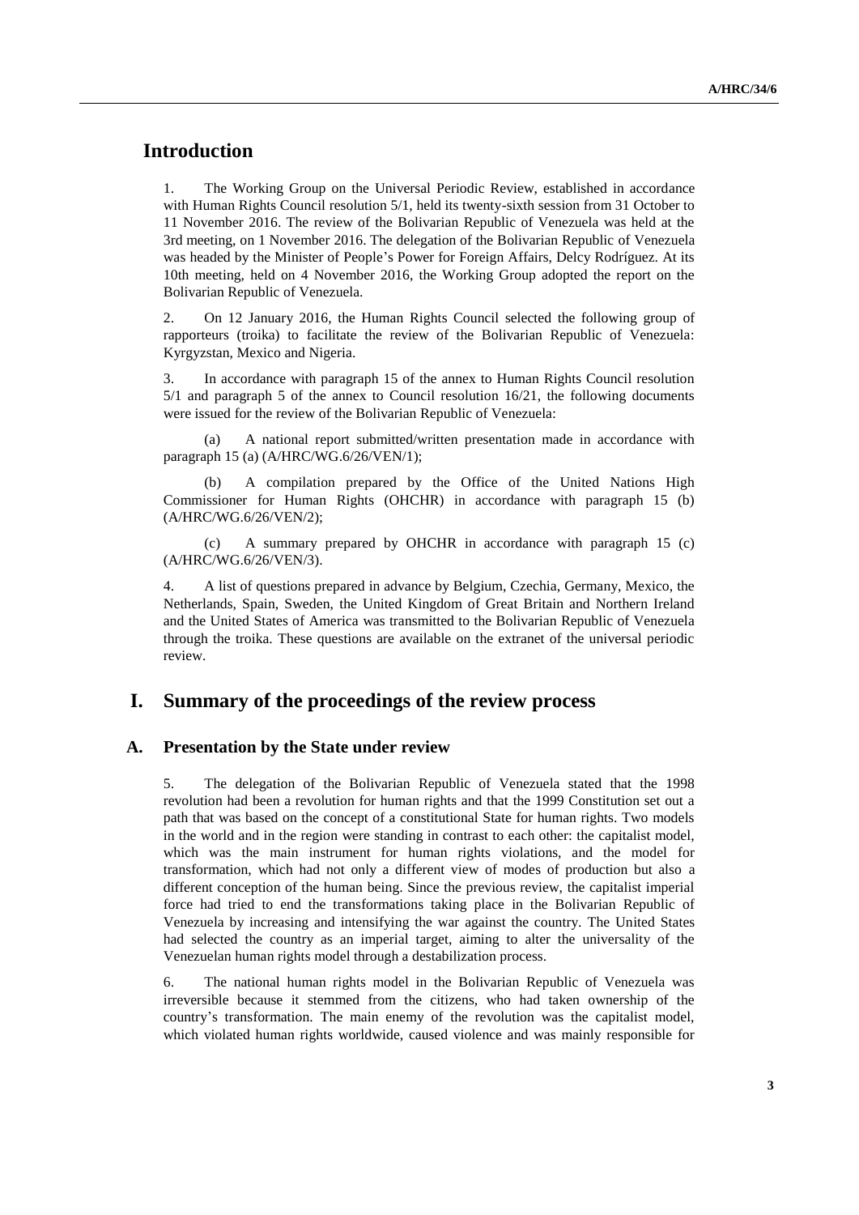# Introduction

1. The Working Group on the Universal Periodic Review, established in accordance with Human Rights Council resolution 5/1, held its twenty-sixth session from 31 October to 11 November 2016. The review of the Bolivarian Republic of Venezuela was held at the 3rd meeting, on 1 November 2016. The delegation of the Bolivarian Republic of Venezuela was headed by the Minister of People's Power for Foreign Affairs, Delcy Rodríguez. At its 10th meeting, held on 4 November 2016, the Working Group adopted the report on the Bolivarian Republic of Venezuela.

2. On 12 January 2016, the Human Rights Council selected the following group of rapporteurs (troika) to facilitate the review of the Bolivarian Republic of Venezuela: Kyrgyzstan, Mexico and Nigeria.

3. In accordance with paragraph 15 of the annex to Human Rights Council resolution 5/1 and paragraph 5 of the annex to Council resolution 16/21, the following documents were issued for the review of the Bolivarian Republic of Venezuela:

(a) A national report submitted/written presentation made in accordance with paragraph 15 (a) (A/HRC/WG.6/26/VEN/1);

(b) A compilation prepared by the Office of the United Nations High Commissioner for Human Rights (OHCHR) in accordance with paragraph 15 (b) (A/HRC/WG.6/26/VEN/2);

(c) A summary prepared by OHCHR in accordance with paragraph 15 (c) (A/HRC/WG.6/26/VEN/3).

4. A list of questions prepared in advance by Belgium, Czechia, Germany, Mexico, the Netherlands, Spain, Sweden, the United Kingdom of Great Britain and Northern Ireland and the United States of America was transmitted to the Bolivarian Republic of Venezuela through the troika. These questions are available on the extranet of the universal periodic review.

# I. Summary of the proceedings of the review process

## A. Presentation by the State under review

5. The delegation of the Bolivarian Republic of Venezuela stated that the 1998 revolution had been a revolution for human rights and that the 1999 Constitution set out a path that was based on the concept of a constitutional State for human rights. Two models in the world and in the region were standing in contrast to each other: the capitalist model, which was the main instrument for human rights violations, and the model for transformation, which had not only a different view of modes of production but also a different conception of the human being. Since the previous review, the capitalist imperial force had tried to end the transformations taking place in the Bolivarian Republic of Venezuela by increasing and intensifying the war against the country. The United States had selected the country as an imperial target, aiming to alter the universality of the Venezuelan human rights model through a destabilization process.

6. The national human rights model in the Bolivarian Republic of Venezuela was irreversible because it stemmed from the citizens, who had taken ownership of the country's transformation. The main enemy of the revolution was the capitalist model, which violated human rights worldwide, caused violence and was mainly responsible for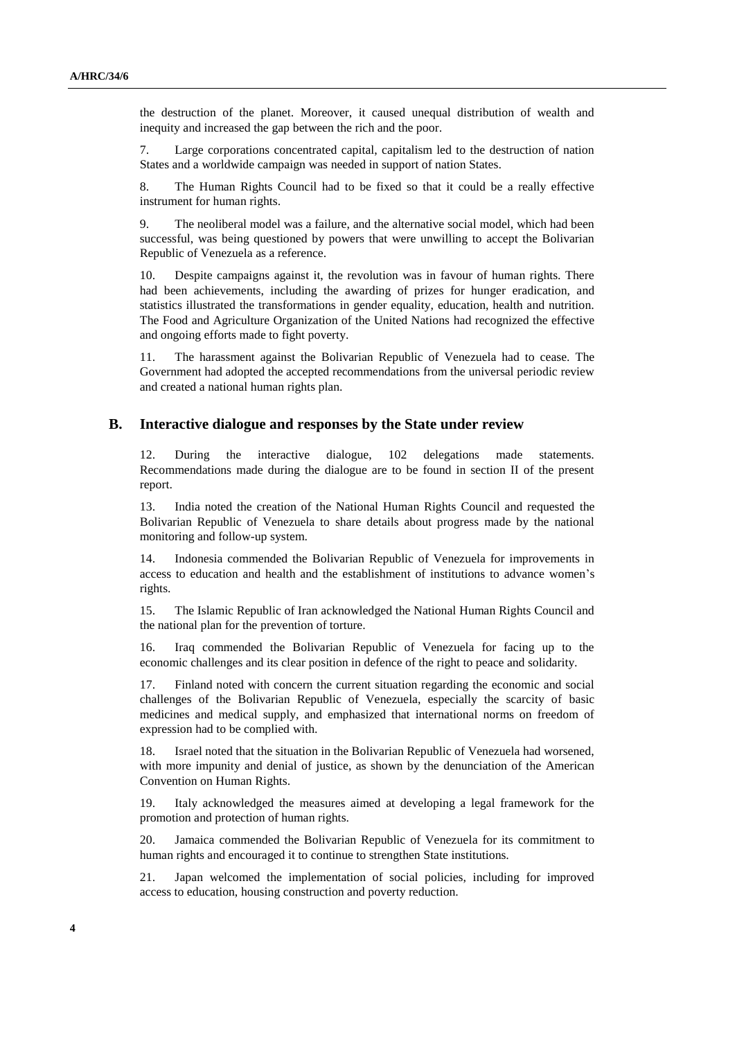the destruction of the planet. Moreover, it caused unequal distribution of wealth and inequity and increased the gap between the rich and the poor.

7. Large corporations concentrated capital, capitalism led to the destruction of nation States and a worldwide campaign was needed in support of nation States.

8. The Human Rights Council had to be fixed so that it could be a really effective instrument for human rights.

9. The neoliberal model was a failure, and the alternative social model, which had been successful, was being questioned by powers that were unwilling to accept the Bolivarian Republic of Venezuela as a reference.

10. Despite campaigns against it, the revolution was in favour of human rights. There had been achievements, including the awarding of prizes for hunger eradication, and statistics illustrated the transformations in gender equality, education, health and nutrition. The Food and Agriculture Organization of the United Nations had recognized the effective and ongoing efforts made to fight poverty.

11. The harassment against the Bolivarian Republic of Venezuela had to cease. The Government had adopted the accepted recommendations from the universal periodic review and created a national human rights plan.

## B. Interactive dialogue and responses by the State under review

12. During the interactive dialogue, 102 delegations made statements. Recommendations made during the dialogue are to be found in section II of the present report.

13. India noted the creation of the National Human Rights Council and requested the Bolivarian Republic of Venezuela to share details about progress made by the national monitoring and follow-up system.

14. Indonesia commended the Bolivarian Republic of Venezuela for improvements in access to education and health and the establishment of institutions to advance women's rights.

15. The Islamic Republic of Iran acknowledged the National Human Rights Council and the national plan for the prevention of torture.

16. Iraq commended the Bolivarian Republic of Venezuela for facing up to the economic challenges and its clear position in defence of the right to peace and solidarity.

17. Finland noted with concern the current situation regarding the economic and social challenges of the Bolivarian Republic of Venezuela, especially the scarcity of basic medicines and medical supply, and emphasized that international norms on freedom of expression had to be complied with.

18. Israel noted that the situation in the Bolivarian Republic of Venezuela had worsened, with more impunity and denial of justice, as shown by the denunciation of the American Convention on Human Rights.

19. Italy acknowledged the measures aimed at developing a legal framework for the promotion and protection of human rights.

20. Jamaica commended the Bolivarian Republic of Venezuela for its commitment to human rights and encouraged it to continue to strengthen State institutions.

21. Japan welcomed the implementation of social policies, including for improved access to education, housing construction and poverty reduction.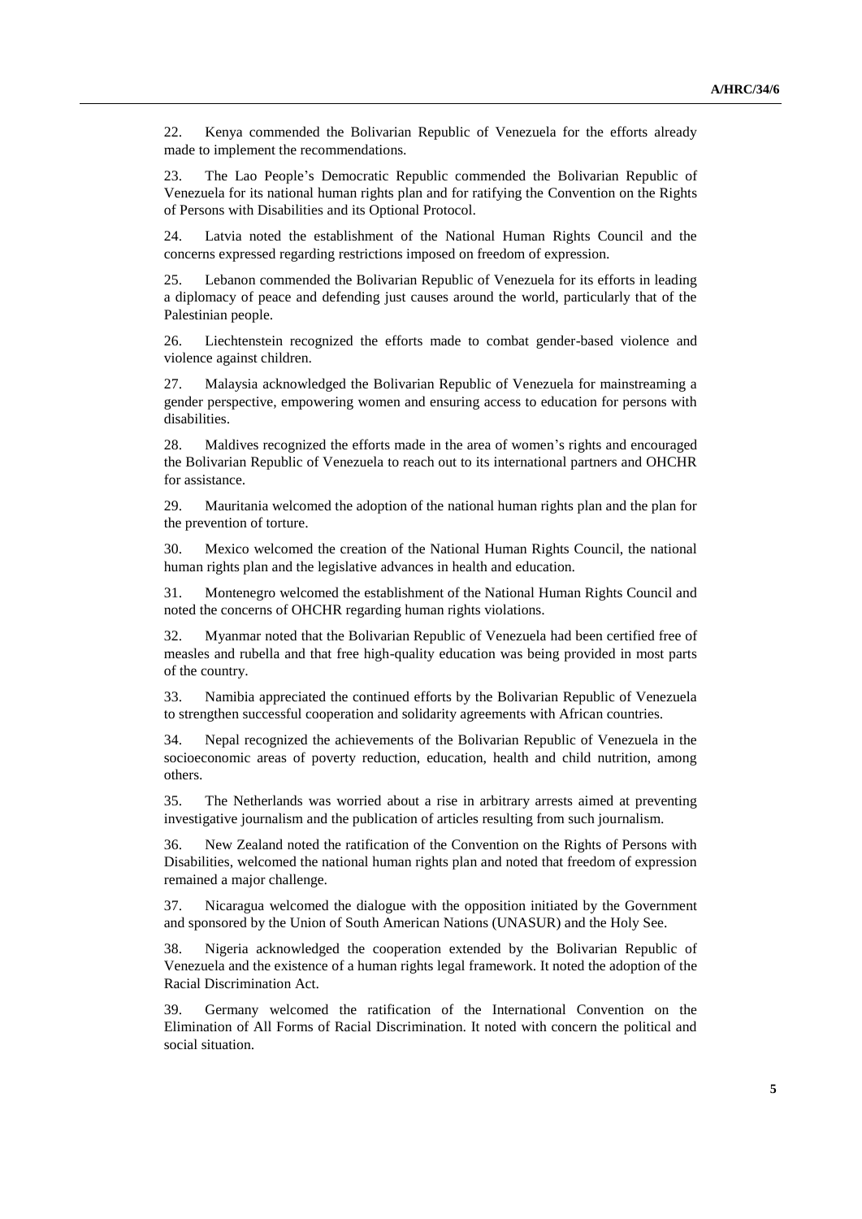22. Kenya commended the Bolivarian Republic of Venezuela for the efforts already made to implement the recommendations.

23. The Lao People's Democratic Republic commended the Bolivarian Republic of Venezuela for its national human rights plan and for ratifying the Convention on the Rights of Persons with Disabilities and its Optional Protocol.

24. Latvia noted the establishment of the National Human Rights Council and the concerns expressed regarding restrictions imposed on freedom of expression.

25. Lebanon commended the Bolivarian Republic of Venezuela for its efforts in leading a diplomacy of peace and defending just causes around the world, particularly that of the Palestinian people.

26. Liechtenstein recognized the efforts made to combat gender-based violence and violence against children.

27. Malaysia acknowledged the Bolivarian Republic of Venezuela for mainstreaming a gender perspective, empowering women and ensuring access to education for persons with disabilities.

28. Maldives recognized the efforts made in the area of women's rights and encouraged the Bolivarian Republic of Venezuela to reach out to its international partners and OHCHR for assistance.

29. Mauritania welcomed the adoption of the national human rights plan and the plan for the prevention of torture.

30. Mexico welcomed the creation of the National Human Rights Council, the national human rights plan and the legislative advances in health and education.

31. Montenegro welcomed the establishment of the National Human Rights Council and noted the concerns of OHCHR regarding human rights violations.

32. Myanmar noted that the Bolivarian Republic of Venezuela had been certified free of measles and rubella and that free high-quality education was being provided in most parts of the country.

33. Namibia appreciated the continued efforts by the Bolivarian Republic of Venezuela to strengthen successful cooperation and solidarity agreements with African countries.

34. Nepal recognized the achievements of the Bolivarian Republic of Venezuela in the socioeconomic areas of poverty reduction, education, health and child nutrition, among others.

35. The Netherlands was worried about a rise in arbitrary arrests aimed at preventing investigative journalism and the publication of articles resulting from such journalism.

36. New Zealand noted the ratification of the Convention on the Rights of Persons with Disabilities, welcomed the national human rights plan and noted that freedom of expression remained a major challenge.

37. Nicaragua welcomed the dialogue with the opposition initiated by the Government and sponsored by the Union of South American Nations (UNASUR) and the Holy See.

38. Nigeria acknowledged the cooperation extended by the Bolivarian Republic of Venezuela and the existence of a human rights legal framework. It noted the adoption of the Racial Discrimination Act.

39. Germany welcomed the ratification of the International Convention on the Elimination of All Forms of Racial Discrimination. It noted with concern the political and social situation.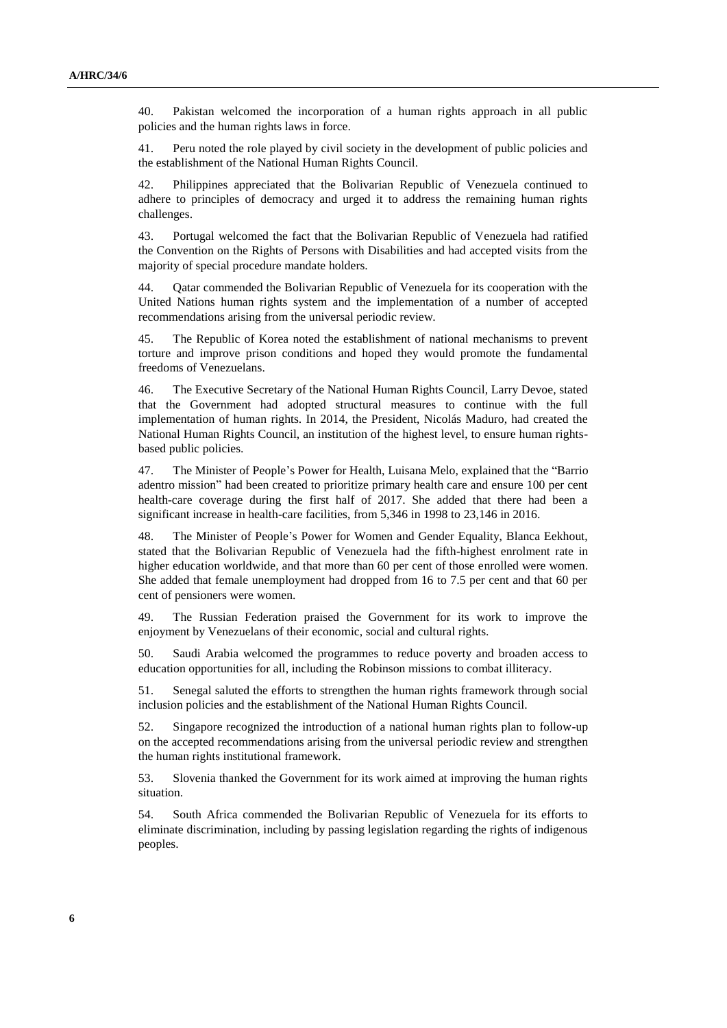40. Pakistan welcomed the incorporation of a human rights approach in all public policies and the human rights laws in force.

41. Peru noted the role played by civil society in the development of public policies and the establishment of the National Human Rights Council.

42. Philippines appreciated that the Bolivarian Republic of Venezuela continued to adhere to principles of democracy and urged it to address the remaining human rights challenges.

43. Portugal welcomed the fact that the Bolivarian Republic of Venezuela had ratified the Convention on the Rights of Persons with Disabilities and had accepted visits from the majority of special procedure mandate holders.

44. Qatar commended the Bolivarian Republic of Venezuela for its cooperation with the United Nations human rights system and the implementation of a number of accepted recommendations arising from the universal periodic review.

45. The Republic of Korea noted the establishment of national mechanisms to prevent torture and improve prison conditions and hoped they would promote the fundamental freedoms of Venezuelans.

46. The Executive Secretary of the National Human Rights Council, Larry Devoe, stated that the Government had adopted structural measures to continue with the full implementation of human rights. In 2014, the President, Nicolás Maduro, had created the National Human Rights Council, an institution of the highest level, to ensure human rights-based public policies.

47. The Minister of People's Power for Health, Luisana Melo, explained that the "Barrio adentro mission" had been created to prioritize primary health care and ensure 100 per cent health-care coverage during the first half of 2017. She added that there had been a significant increase in health-care facilities, from 5,346 in 1998 to 23,146 in 2016.

48. The Minister of People's Power for Women and Gender Equality, Blanca Eekhout, stated that the Bolivarian Republic of Venezuela had the fifth-highest enrolment rate in higher education worldwide, and that more than 60 per cent of those enrolled were women. She added that female unemployment had dropped from 16 to 7.5 per cent and that 60 per cent of pensioners were women.

49. The Russian Federation praised the Government for its work to improve the enjoyment by Venezuelans of their economic, social and cultural rights.

50. Saudi Arabia welcomed the programmes to reduce poverty and broaden access to education opportunities for all, including the Robinson missions to combat illiteracy.

51. Senegal saluted the efforts to strengthen the human rights framework through social inclusion policies and the establishment of the National Human Rights Council.

52. Singapore recognized the introduction of a national human rights plan to follow-up on the accepted recommendations arising from the universal periodic review and strengthen the human rights institutional framework.

53. Slovenia thanked the Government for its work aimed at improving the human rights situation.

54. South Africa commended the Bolivarian Republic of Venezuela for its efforts to eliminate discrimination, including by passing legislation regarding the rights of indigenous peoples.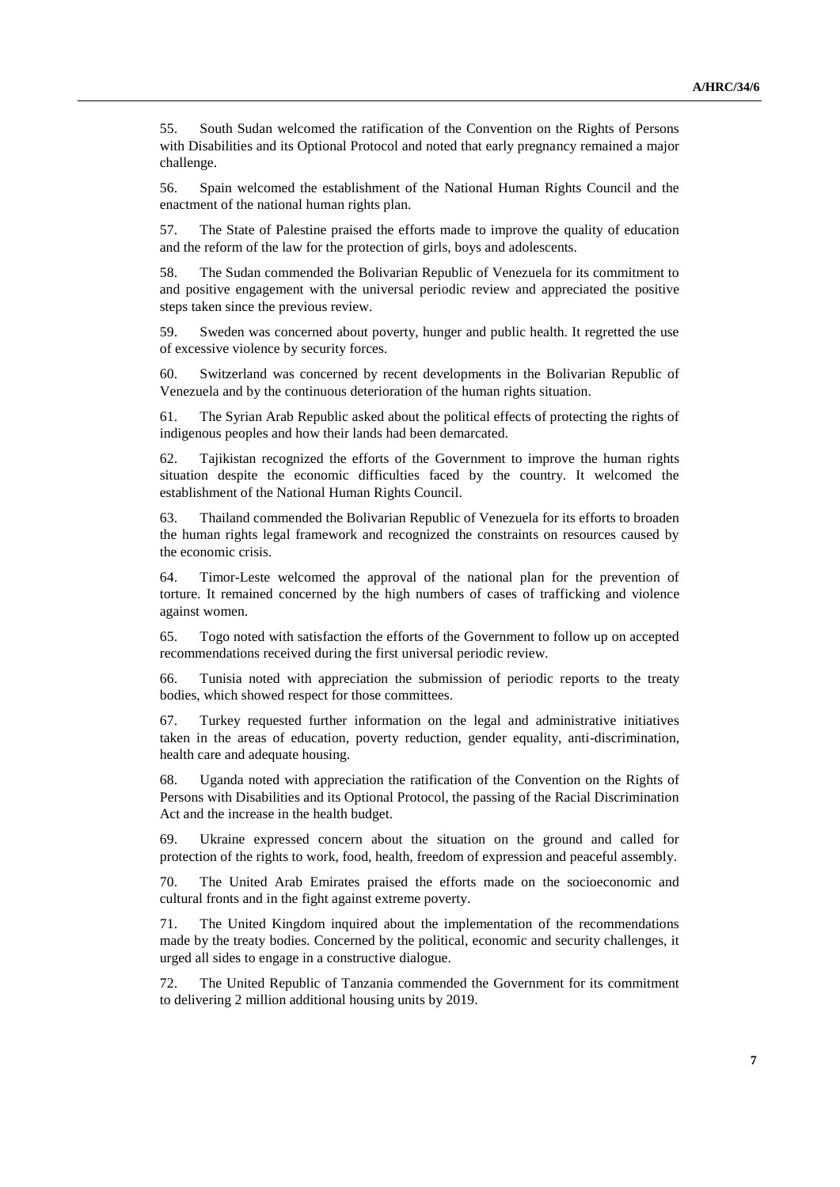55. South Sudan welcomed the ratification of the Convention on the Rights of Persons with Disabilities and its Optional Protocol and noted that early pregnancy remained a major challenge.

56. Spain welcomed the establishment of the National Human Rights Council and the enactment of the national human rights plan.

57. The State of Palestine praised the efforts made to improve the quality of education and the reform of the law for the protection of girls, boys and adolescents.

58. The Sudan commended the Bolivarian Republic of Venezuela for its commitment to and positive engagement with the universal periodic review and appreciated the positive steps taken since the previous review.

59. Sweden was concerned about poverty, hunger and public health. It regretted the use of excessive violence by security forces.

60. Switzerland was concerned by recent developments in the Bolivarian Republic of Venezuela and by the continuous deterioration of the human rights situation.

61. The Syrian Arab Republic asked about the political effects of protecting the rights of indigenous peoples and how their lands had been demarcated.

62. Tajikistan recognized the efforts of the Government to improve the human rights situation despite the economic difficulties faced by the country. It welcomed the establishment of the National Human Rights Council.

63. Thailand commended the Bolivarian Republic of Venezuela for its efforts to broaden the human rights legal framework and recognized the constraints on resources caused by the economic crisis.

64. Timor-Leste welcomed the approval of the national plan for the prevention of torture. It remained concerned by the high numbers of cases of trafficking and violence against women.

65. Togo noted with satisfaction the efforts of the Government to follow up on accepted recommendations received during the first universal periodic review.

66. Tunisia noted with appreciation the submission of periodic reports to the treaty bodies, which showed respect for those committees.

67. Turkey requested further information on the legal and administrative initiatives taken in the areas of education, poverty reduction, gender equality, anti-discrimination, health care and adequate housing.

68. Uganda noted with appreciation the ratification of the Convention on the Rights of Persons with Disabilities and its Optional Protocol, the passing of the Racial Discrimination Act and the increase in the health budget.

69. Ukraine expressed concern about the situation on the ground and called for protection of the rights to work, food, health, freedom of expression and peaceful assembly.

70. The United Arab Emirates praised the efforts made on the socioeconomic and cultural fronts and in the fight against extreme poverty.

71. The United Kingdom inquired about the implementation of the recommendations made by the treaty bodies. Concerned by the political, economic and security challenges, it urged all sides to engage in a constructive dialogue.

72. The United Republic of Tanzania commended the Government for its commitment to delivering 2 million additional housing units by 2019.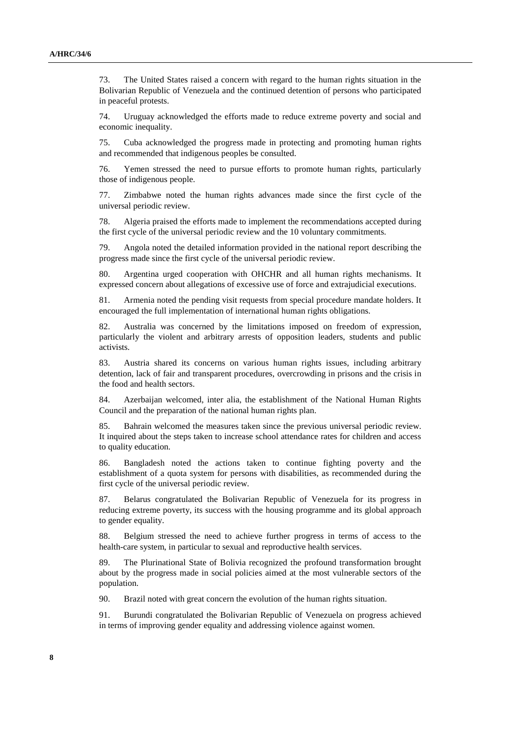73. The United States raised a concern with regard to the human rights situation in the Bolivarian Republic of Venezuela and the continued detention of persons who participated in peaceful protests.

74. Uruguay acknowledged the efforts made to reduce extreme poverty and social and economic inequality.

75. Cuba acknowledged the progress made in protecting and promoting human rights and recommended that indigenous peoples be consulted.

76. Yemen stressed the need to pursue efforts to promote human rights, particularly those of indigenous people.

77. Zimbabwe noted the human rights advances made since the first cycle of the universal periodic review.

78. Algeria praised the efforts made to implement the recommendations accepted during the first cycle of the universal periodic review and the 10 voluntary commitments.

79. Angola noted the detailed information provided in the national report describing the progress made since the first cycle of the universal periodic review.

80. Argentina urged cooperation with OHCHR and all human rights mechanisms. It expressed concern about allegations of excessive use of force and extrajudicial executions.

81. Armenia noted the pending visit requests from special procedure mandate holders. It encouraged the full implementation of international human rights obligations.

82. Australia was concerned by the limitations imposed on freedom of expression, particularly the violent and arbitrary arrests of opposition leaders, students and public activists.

83. Austria shared its concerns on various human rights issues, including arbitrary detention, lack of fair and transparent procedures, overcrowding in prisons and the crisis in the food and health sectors.

84. Azerbaijan welcomed, inter alia, the establishment of the National Human Rights Council and the preparation of the national human rights plan.

85. Bahrain welcomed the measures taken since the previous universal periodic review. It inquired about the steps taken to increase school attendance rates for children and access to quality education.

86. Bangladesh noted the actions taken to continue fighting poverty and the establishment of a quota system for persons with disabilities, as recommended during the first cycle of the universal periodic review.

87. Belarus congratulated the Bolivarian Republic of Venezuela for its progress in reducing extreme poverty, its success with the housing programme and its global approach to gender equality.

88. Belgium stressed the need to achieve further progress in terms of access to the health-care system, in particular to sexual and reproductive health services.

89. The Plurinational State of Bolivia recognized the profound transformation brought about by the progress made in social policies aimed at the most vulnerable sectors of the population.

90. Brazil noted with great concern the evolution of the human rights situation.

91. Burundi congratulated the Bolivarian Republic of Venezuela on progress achieved in terms of improving gender equality and addressing violence against women.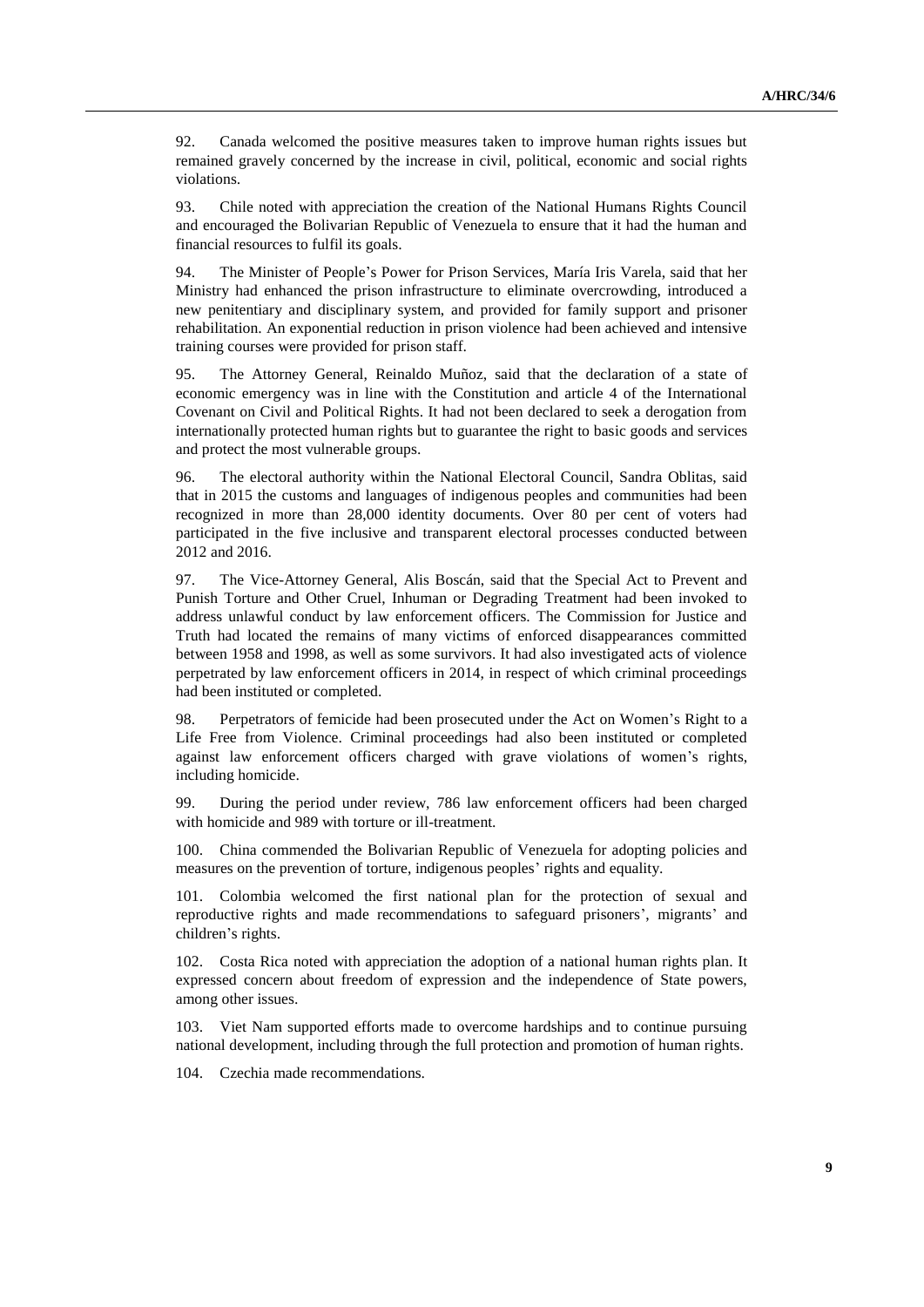92. Canada welcomed the positive measures taken to improve human rights issues but remained gravely concerned by the increase in civil, political, economic and social rights violations.

93. Chile noted with appreciation the creation of the National Humans Rights Council and encouraged the Bolivarian Republic of Venezuela to ensure that it had the human and financial resources to fulfil its goals.

94. The Minister of People's Power for Prison Services, María Iris Varela, said that her Ministry had enhanced the prison infrastructure to eliminate overcrowding, introduced a new penitentiary and disciplinary system, and provided for family support and prisoner rehabilitation. An exponential reduction in prison violence had been achieved and intensive training courses were provided for prison staff.

95. The Attorney General, Reinaldo Muñoz, said that the declaration of a state of economic emergency was in line with the Constitution and article 4 of the International Covenant on Civil and Political Rights. It had not been declared to seek a derogation from internationally protected human rights but to guarantee the right to basic goods and services and protect the most vulnerable groups.

96. The electoral authority within the National Electoral Council, Sandra Oblitas, said that in 2015 the customs and languages of indigenous peoples and communities had been recognized in more than 28,000 identity documents. Over 80 per cent of voters had participated in the five inclusive and transparent electoral processes conducted between 2012 and 2016.

97. The Vice-Attorney General, Alis Boscán, said that the Special Act to Prevent and Punish Torture and Other Cruel, Inhuman or Degrading Treatment had been invoked to address unlawful conduct by law enforcement officers. The Commission for Justice and Truth had located the remains of many victims of enforced disappearances committed between 1958 and 1998, as well as some survivors. It had also investigated acts of violence perpetrated by law enforcement officers in 2014, in respect of which criminal proceedings had been instituted or completed.

98. Perpetrators of femicide had been prosecuted under the Act on Women's Right to a Life Free from Violence. Criminal proceedings had also been instituted or completed against law enforcement officers charged with grave violations of women's rights, including homicide.

99. During the period under review, 786 law enforcement officers had been charged with homicide and 989 with torture or ill-treatment.

100. China commended the Bolivarian Republic of Venezuela for adopting policies and measures on the prevention of torture, indigenous peoples' rights and equality.

101. Colombia welcomed the first national plan for the protection of sexual and reproductive rights and made recommendations to safeguard prisoners', migrants' and children's rights.

102. Costa Rica noted with appreciation the adoption of a national human rights plan. It expressed concern about freedom of expression and the independence of State powers, among other issues.

103. Viet Nam supported efforts made to overcome hardships and to continue pursuing national development, including through the full protection and promotion of human rights.

104. Czechia made recommendations.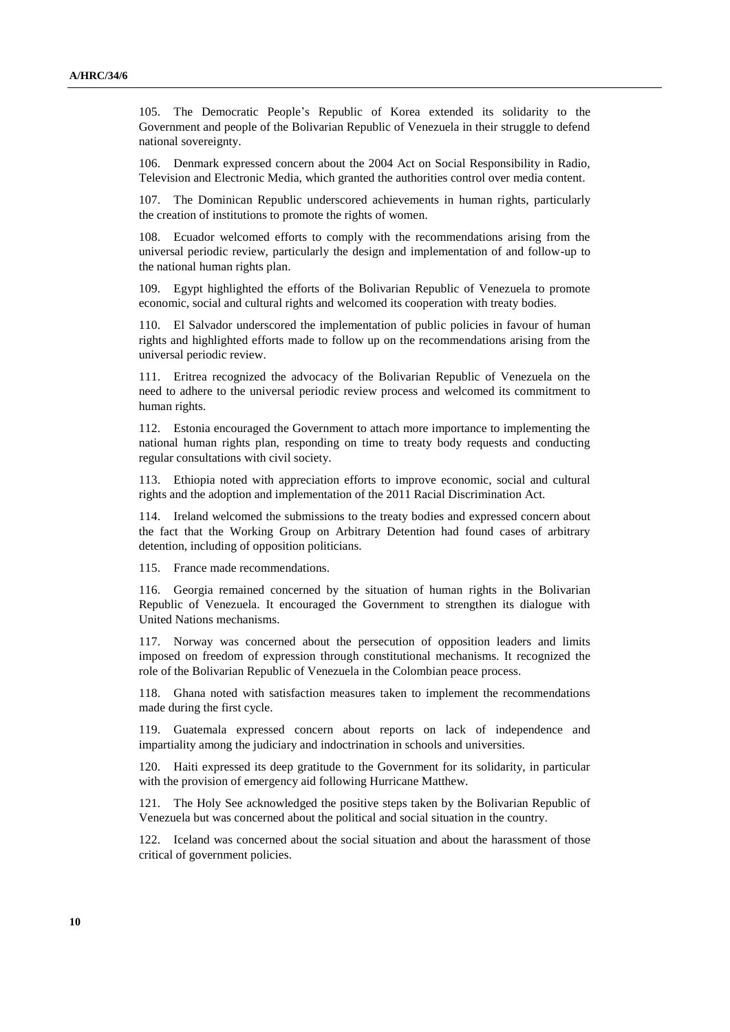105. The Democratic People’s Republic of Korea extended its solidarity to the Government and people of the Bolivarian Republic of Venezuela in their struggle to defend national sovereignty.

106. Denmark expressed concern about the 2004 Act on Social Responsibility in Radio, Television and Electronic Media, which granted the authorities control over media content.

107. The Dominican Republic underscored achievements in human rights, particularly the creation of institutions to promote the rights of women.

108. Ecuador welcomed efforts to comply with the recommendations arising from the universal periodic review, particularly the design and implementation of and follow-up to the national human rights plan.

109. Egypt highlighted the efforts of the Bolivarian Republic of Venezuela to promote economic, social and cultural rights and welcomed its cooperation with treaty bodies.

110. El Salvador underscored the implementation of public policies in favour of human rights and highlighted efforts made to follow up on the recommendations arising from the universal periodic review.

111. Eritrea recognized the advocacy of the Bolivarian Republic of Venezuela on the need to adhere to the universal periodic review process and welcomed its commitment to human rights.

112. Estonia encouraged the Government to attach more importance to implementing the national human rights plan, responding on time to treaty body requests and conducting regular consultations with civil society.

113. Ethiopia noted with appreciation efforts to improve economic, social and cultural rights and the adoption and implementation of the 2011 Racial Discrimination Act.

114. Ireland welcomed the submissions to the treaty bodies and expressed concern about the fact that the Working Group on Arbitrary Detention had found cases of arbitrary detention, including of opposition politicians.

115. France made recommendations.

116. Georgia remained concerned by the situation of human rights in the Bolivarian Republic of Venezuela. It encouraged the Government to strengthen its dialogue with United Nations mechanisms.

117. Norway was concerned about the persecution of opposition leaders and limits imposed on freedom of expression through constitutional mechanisms. It recognized the role of the Bolivarian Republic of Venezuela in the Colombian peace process.

118. Ghana noted with satisfaction measures taken to implement the recommendations made during the first cycle.

119. Guatemala expressed concern about reports on lack of independence and impartiality among the judiciary and indoctrination in schools and universities.

120. Haiti expressed its deep gratitude to the Government for its solidarity, in particular with the provision of emergency aid following Hurricane Matthew.

121. The Holy See acknowledged the positive steps taken by the Bolivarian Republic of Venezuela but was concerned about the political and social situation in the country.

122. Iceland was concerned about the social situation and about the harassment of those critical of government policies.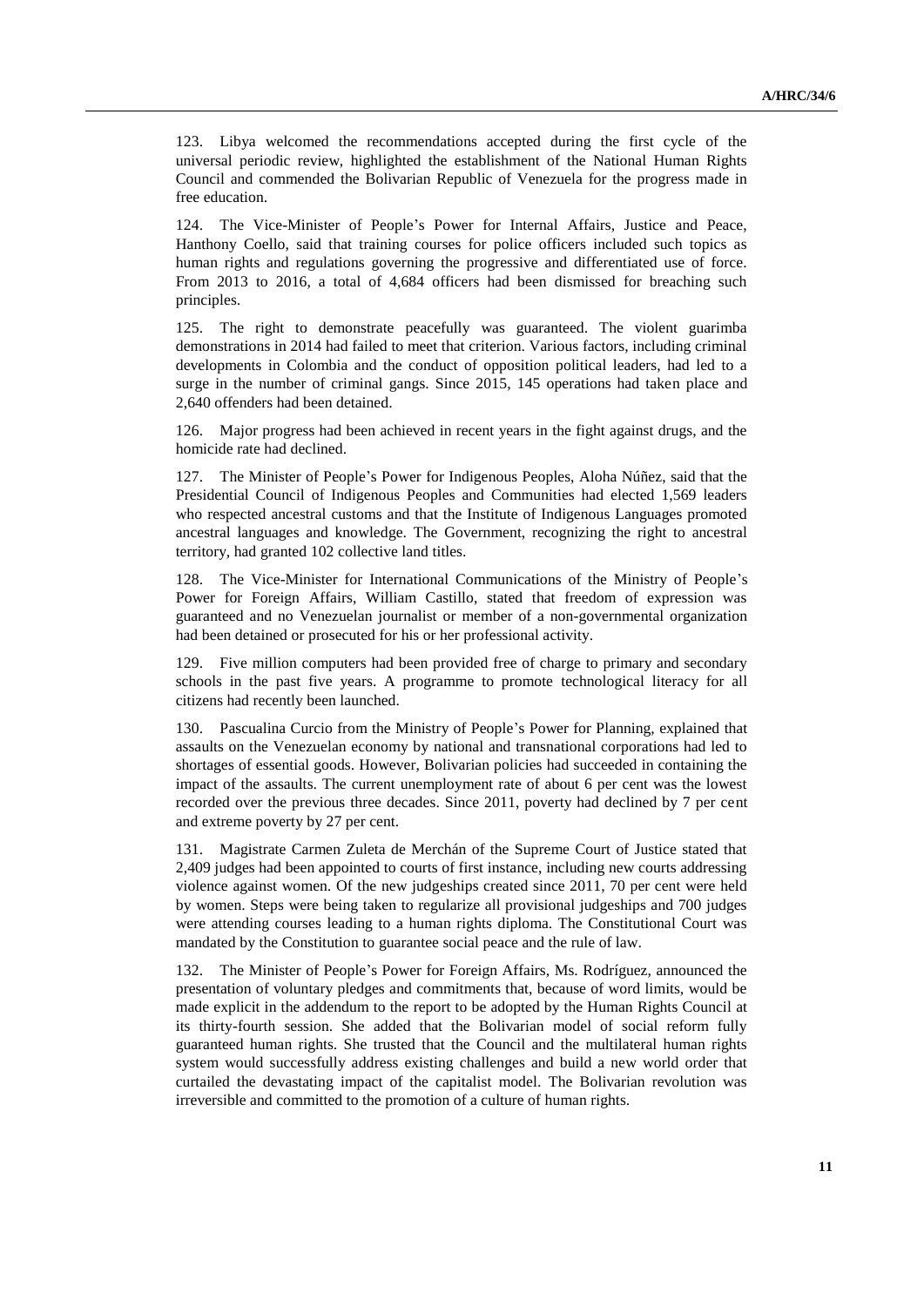123. Libya welcomed the recommendations accepted during the first cycle of the universal periodic review, highlighted the establishment of the National Human Rights Council and commended the Bolivarian Republic of Venezuela for the progress made in free education.

124. The Vice-Minister of People's Power for Internal Affairs, Justice and Peace, Hanthony Coello, said that training courses for police officers included such topics as human rights and regulations governing the progressive and differentiated use of force. From 2013 to 2016, a total of 4,684 officers had been dismissed for breaching such principles.

125. The right to demonstrate peacefully was guaranteed. The violent guarimba demonstrations in 2014 had failed to meet that criterion. Various factors, including criminal developments in Colombia and the conduct of opposition political leaders, had led to a surge in the number of criminal gangs. Since 2015, 145 operations had taken place and 2,640 offenders had been detained.

126. Major progress had been achieved in recent years in the fight against drugs, and the homicide rate had declined.

127. The Minister of People's Power for Indigenous Peoples, Aloha Núñez, said that the Presidential Council of Indigenous Peoples and Communities had elected 1,569 leaders who respected ancestral customs and that the Institute of Indigenous Languages promoted ancestral languages and knowledge. The Government, recognizing the right to ancestral territory, had granted 102 collective land titles.

128. The Vice-Minister for International Communications of the Ministry of People's Power for Foreign Affairs, William Castillo, stated that freedom of expression was guaranteed and no Venezuelan journalist or member of a non-governmental organization had been detained or prosecuted for his or her professional activity.

129. Five million computers had been provided free of charge to primary and secondary schools in the past five years. A programme to promote technological literacy for all citizens had recently been launched.

130. Pascualina Curcio from the Ministry of People's Power for Planning, explained that assaults on the Venezuelan economy by national and transnational corporations had led to shortages of essential goods. However, Bolivarian policies had succeeded in containing the impact of the assaults. The current unemployment rate of about 6 per cent was the lowest recorded over the previous three decades. Since 2011, poverty had declined by 7 per cent and extreme poverty by 27 per cent.

131. Magistrate Carmen Zuleta de Merchán of the Supreme Court of Justice stated that 2,409 judges had been appointed to courts of first instance, including new courts addressing violence against women. Of the new judgeships created since 2011, 70 per cent were held by women. Steps were being taken to regularize all provisional judgeships and 700 judges were attending courses leading to a human rights diploma. The Constitutional Court was mandated by the Constitution to guarantee social peace and the rule of law.

132. The Minister of People's Power for Foreign Affairs, Ms. Rodríguez, announced the presentation of voluntary pledges and commitments that, because of word limits, would be made explicit in the addendum to the report to be adopted by the Human Rights Council at its thirty-fourth session. She added that the Bolivarian model of social reform fully guaranteed human rights. She trusted that the Council and the multilateral human rights system would successfully address existing challenges and build a new world order that curtailed the devastating impact of the capitalist model. The Bolivarian revolution was irreversible and committed to the promotion of a culture of human rights.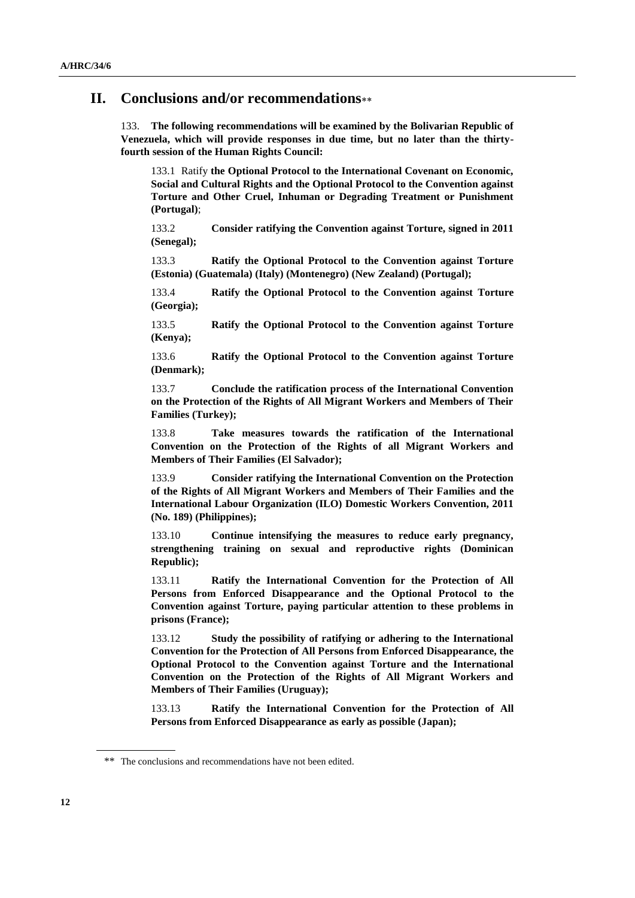## II. Conclusions and/or recommendations**

133. **The following recommendations will be examined by the Bolivarian Republic of Venezuela, which will provide responses in due time, but no later than the thirty-fourth session of the Human Rights Council:**

133.1 Ratify **the Optional Protocol to the International Covenant on Economic, Social and Cultural Rights and the Optional Protocol to the Convention against Torture and Other Cruel, Inhuman or Degrading Treatment or Punishment (Portugal)**;

133.2 **Consider ratifying the Convention against Torture, signed in 2011 (Senegal);**

133.3 **Ratify the Optional Protocol to the Convention against Torture (Estonia) (Guatemala) (Italy) (Montenegro) (New Zealand) (Portugal);**

133.4 **Ratify the Optional Protocol to the Convention against Torture (Georgia);**

133.5 **Ratify the Optional Protocol to the Convention against Torture (Kenya);**

133.6 **Ratify the Optional Protocol to the Convention against Torture (Denmark);**

133.7 **Conclude the ratification process of the International Convention on the Protection of the Rights of All Migrant Workers and Members of Their Families (Turkey);**

133.8 **Take measures towards the ratification of the International Convention on the Protection of the Rights of all Migrant Workers and Members of Their Families (El Salvador);**

133.9 **Consider ratifying the International Convention on the Protection of the Rights of All Migrant Workers and Members of Their Families and the International Labour Organization (ILO) Domestic Workers Convention, 2011 (No. 189) (Philippines);**

133.10 **Continue intensifying the measures to reduce early pregnancy, strengthening training on sexual and reproductive rights (Dominican Republic);**

133.11 **Ratify the International Convention for the Protection of All Persons from Enforced Disappearance and the Optional Protocol to the Convention against Torture, paying particular attention to these problems in prisons (France);**

133.12 **Study the possibility of ratifying or adhering to the International Convention for the Protection of All Persons from Enforced Disappearance, the Optional Protocol to the Convention against Torture and the International Convention on the Protection of the Rights of All Migrant Workers and Members of Their Families (Uruguay);**

133.13 **Ratify the International Convention for the Protection of All Persons from Enforced Disappearance as early as possible (Japan);**

** The conclusions and recommendations have not been edited.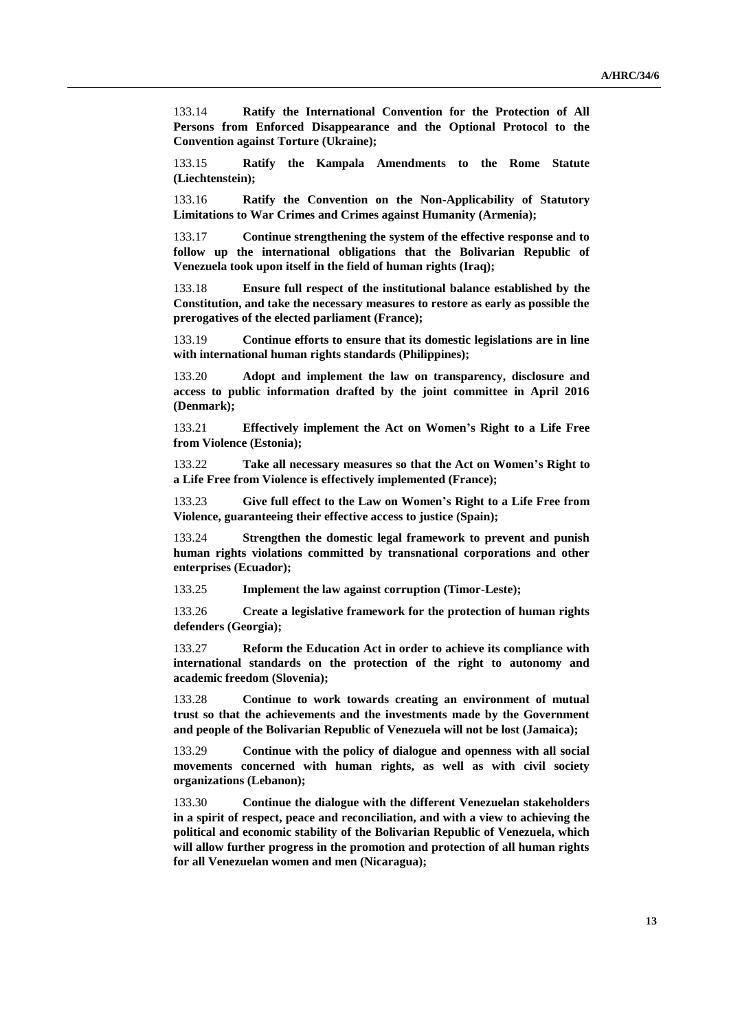133.14 **Ratify the International Convention for the Protection of All Persons from Enforced Disappearance and the Optional Protocol to the Convention against Torture (Ukraine);**

133.15 **Ratify the Kampala Amendments to the Rome Statute (Liechtenstein);**

133.16 **Ratify the Convention on the Non-Applicability of Statutory Limitations to War Crimes and Crimes against Humanity (Armenia);**

133.17 **Continue strengthening the system of the effective response and to follow up the international obligations that the Bolivarian Republic of Venezuela took upon itself in the field of human rights (Iraq);**

133.18 **Ensure full respect of the institutional balance established by the Constitution, and take the necessary measures to restore as early as possible the prerogatives of the elected parliament (France);**

133.19 **Continue efforts to ensure that its domestic legislations are in line with international human rights standards (Philippines);**

133.20 **Adopt and implement the law on transparency, disclosure and access to public information drafted by the joint committee in April 2016 (Denmark);**

133.21 **Effectively implement the Act on Women's Right to a Life Free from Violence (Estonia);**

133.22 **Take all necessary measures so that the Act on Women's Right to a Life Free from Violence is effectively implemented (France);**

133.23 **Give full effect to the Law on Women's Right to a Life Free from Violence, guaranteeing their effective access to justice (Spain);**

133.24 **Strengthen the domestic legal framework to prevent and punish human rights violations committed by transnational corporations and other enterprises (Ecuador);**

133.25 **Implement the law against corruption (Timor-Leste);**

133.26 **Create a legislative framework for the protection of human rights defenders (Georgia);**

133.27 **Reform the Education Act in order to achieve its compliance with international standards on the protection of the right to autonomy and academic freedom (Slovenia);**

133.28 **Continue to work towards creating an environment of mutual trust so that the achievements and the investments made by the Government and people of the Bolivarian Republic of Venezuela will not be lost (Jamaica);**

133.29 **Continue with the policy of dialogue and openness with all social movements concerned with human rights, as well as with civil society organizations (Lebanon);**

133.30 **Continue the dialogue with the different Venezuelan stakeholders in a spirit of respect, peace and reconciliation, and with a view to achieving the political and economic stability of the Bolivarian Republic of Venezuela, which will allow further progress in the promotion and protection of all human rights for all Venezuelan women and men (Nicaragua);**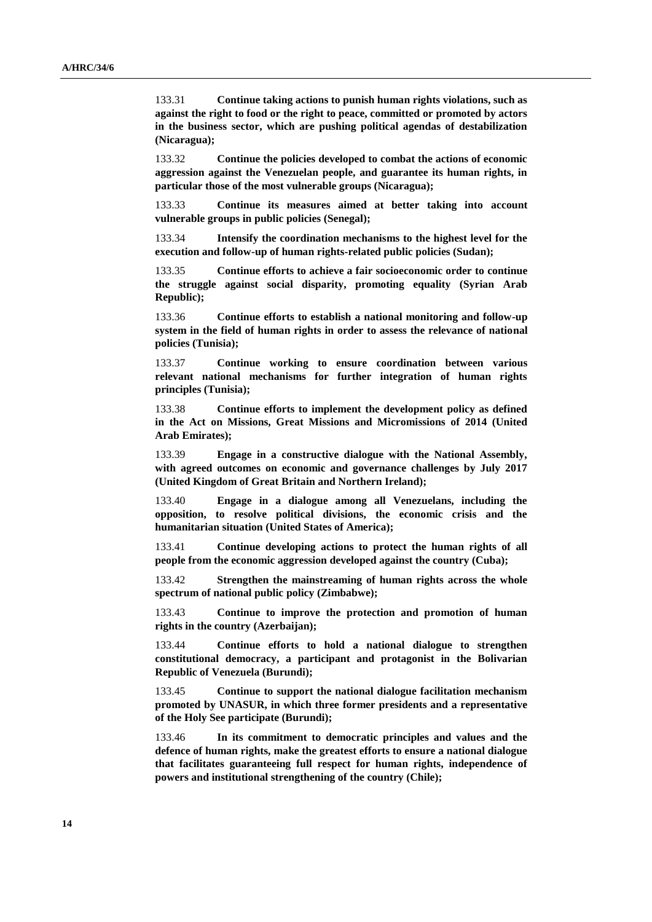133.31 **Continue taking actions to punish human rights violations, such as against the right to food or the right to peace, committed or promoted by actors in the business sector, which are pushing political agendas of destabilization (Nicaragua);**

133.32 **Continue the policies developed to combat the actions of economic aggression against the Venezuelan people, and guarantee its human rights, in particular those of the most vulnerable groups (Nicaragua);**

133.33 **Continue its measures aimed at better taking into account vulnerable groups in public policies (Senegal);**

133.34 **Intensify the coordination mechanisms to the highest level for the execution and follow-up of human rights-related public policies (Sudan);**

133.35 **Continue efforts to achieve a fair socioeconomic order to continue the struggle against social disparity, promoting equality (Syrian Arab Republic);**

133.36 **Continue efforts to establish a national monitoring and follow-up system in the field of human rights in order to assess the relevance of national policies (Tunisia);**

133.37 **Continue working to ensure coordination between various relevant national mechanisms for further integration of human rights principles (Tunisia);**

133.38 **Continue efforts to implement the development policy as defined in the Act on Missions, Great Missions and Micromissions of 2014 (United Arab Emirates);**

133.39 **Engage in a constructive dialogue with the National Assembly, with agreed outcomes on economic and governance challenges by July 2017 (United Kingdom of Great Britain and Northern Ireland);**

133.40 **Engage in a dialogue among all Venezuelans, including the opposition, to resolve political divisions, the economic crisis and the humanitarian situation (United States of America);**

133.41 **Continue developing actions to protect the human rights of all people from the economic aggression developed against the country (Cuba);**

133.42 **Strengthen the mainstreaming of human rights across the whole spectrum of national public policy (Zimbabwe);**

133.43 **Continue to improve the protection and promotion of human rights in the country (Azerbaijan);**

133.44 **Continue efforts to hold a national dialogue to strengthen constitutional democracy, a participant and protagonist in the Bolivarian Republic of Venezuela (Burundi);**

133.45 **Continue to support the national dialogue facilitation mechanism promoted by UNASUR, in which three former presidents and a representative of the Holy See participate (Burundi);**

133.46 **In its commitment to democratic principles and values and the defence of human rights, make the greatest efforts to ensure a national dialogue that facilitates guaranteeing full respect for human rights, independence of powers and institutional strengthening of the country (Chile);**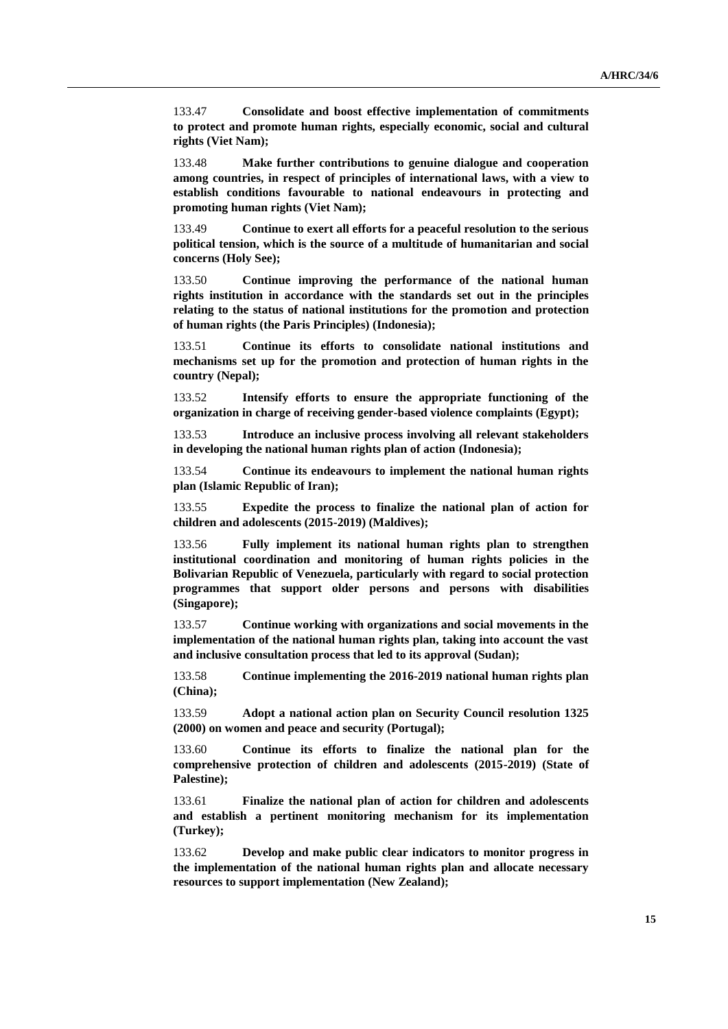133.47 **Consolidate and boost effective implementation of commitments to protect and promote human rights, especially economic, social and cultural rights (Viet Nam);**

133.48 **Make further contributions to genuine dialogue and cooperation among countries, in respect of principles of international laws, with a view to establish conditions favourable to national endeavours in protecting and promoting human rights (Viet Nam);**

133.49 **Continue to exert all efforts for a peaceful resolution to the serious political tension, which is the source of a multitude of humanitarian and social concerns (Holy See);**

133.50 **Continue improving the performance of the national human rights institution in accordance with the standards set out in the principles relating to the status of national institutions for the promotion and protection of human rights (the Paris Principles) (Indonesia);**

133.51 **Continue its efforts to consolidate national institutions and mechanisms set up for the promotion and protection of human rights in the country (Nepal);**

133.52 **Intensify efforts to ensure the appropriate functioning of the organization in charge of receiving gender-based violence complaints (Egypt);**

133.53 **Introduce an inclusive process involving all relevant stakeholders in developing the national human rights plan of action (Indonesia);**

133.54 **Continue its endeavours to implement the national human rights plan (Islamic Republic of Iran);**

133.55 **Expedite the process to finalize the national plan of action for children and adolescents (2015-2019) (Maldives);**

133.56 **Fully implement its national human rights plan to strengthen institutional coordination and monitoring of human rights policies in the Bolivarian Republic of Venezuela, particularly with regard to social protection programmes that support older persons and persons with disabilities (Singapore);**

133.57 **Continue working with organizations and social movements in the implementation of the national human rights plan, taking into account the vast and inclusive consultation process that led to its approval (Sudan);**

133.58 **Continue implementing the 2016-2019 national human rights plan (China);**

133.59 **Adopt a national action plan on Security Council resolution 1325 (2000) on women and peace and security (Portugal);**

133.60 **Continue its efforts to finalize the national plan for the comprehensive protection of children and adolescents (2015-2019) (State of Palestine);**

133.61 **Finalize the national plan of action for children and adolescents and establish a pertinent monitoring mechanism for its implementation (Turkey);**

133.62 **Develop and make public clear indicators to monitor progress in the implementation of the national human rights plan and allocate necessary resources to support implementation (New Zealand);**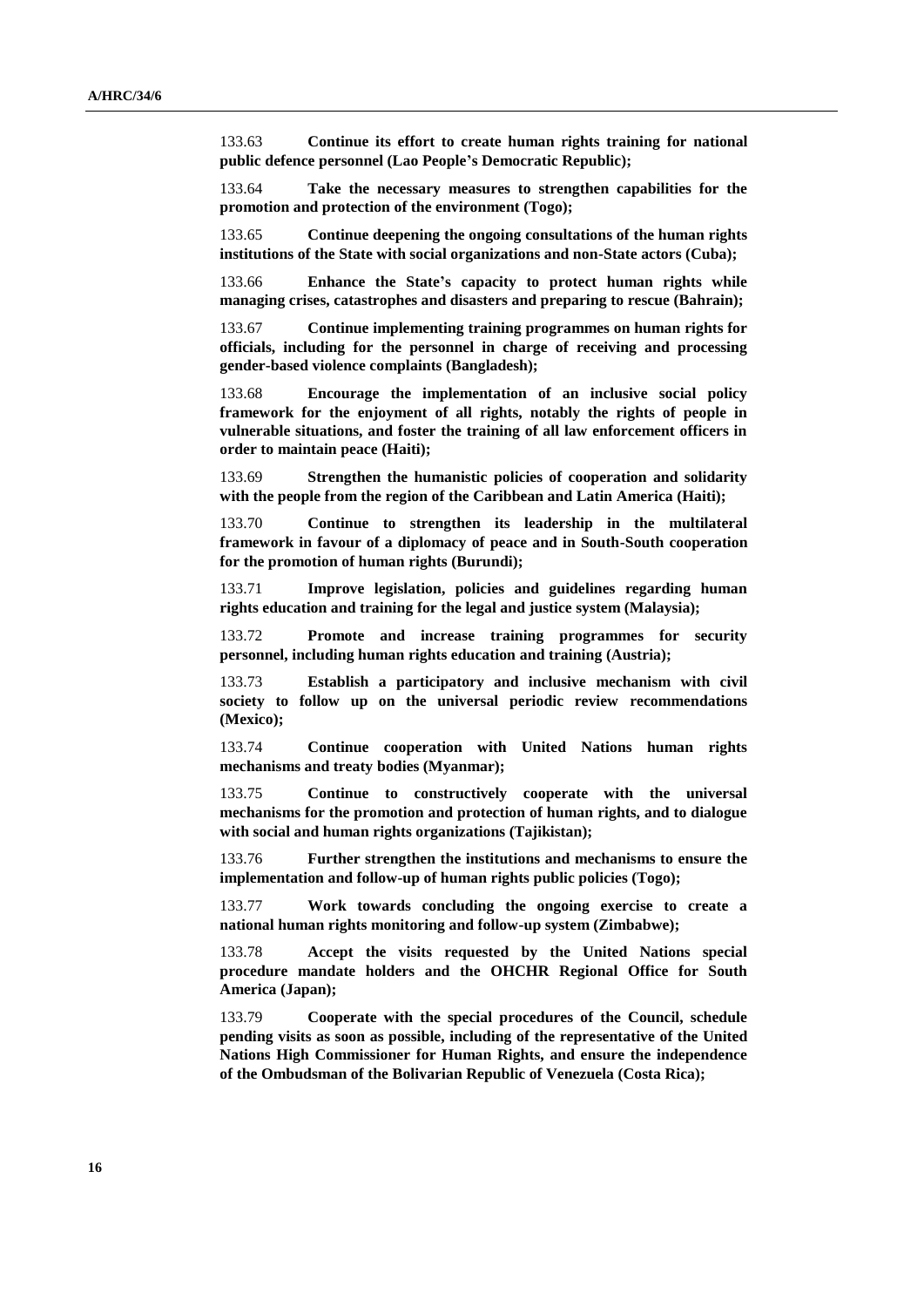133.63 **Continue its effort to create human rights training for national public defence personnel (Lao People's Democratic Republic);**

133.64 **Take the necessary measures to strengthen capabilities for the promotion and protection of the environment (Togo);**

133.65 **Continue deepening the ongoing consultations of the human rights institutions of the State with social organizations and non-State actors (Cuba);**

133.66 **Enhance the State's capacity to protect human rights while managing crises, catastrophes and disasters and preparing to rescue (Bahrain);**

133.67 **Continue implementing training programmes on human rights for officials, including for the personnel in charge of receiving and processing gender-based violence complaints (Bangladesh);**

133.68 **Encourage the implementation of an inclusive social policy framework for the enjoyment of all rights, notably the rights of people in vulnerable situations, and foster the training of all law enforcement officers in order to maintain peace (Haiti);**

133.69 **Strengthen the humanistic policies of cooperation and solidarity with the people from the region of the Caribbean and Latin America (Haiti);**

133.70 **Continue to strengthen its leadership in the multilateral framework in favour of a diplomacy of peace and in South-South cooperation for the promotion of human rights (Burundi);**

133.71 **Improve legislation, policies and guidelines regarding human rights education and training for the legal and justice system (Malaysia);**

133.72 **Promote and increase training programmes for security personnel, including human rights education and training (Austria);**

133.73 **Establish a participatory and inclusive mechanism with civil society to follow up on the universal periodic review recommendations (Mexico);**

133.74 **Continue cooperation with United Nations human rights mechanisms and treaty bodies (Myanmar);**

133.75 **Continue to constructively cooperate with the universal mechanisms for the promotion and protection of human rights, and to dialogue with social and human rights organizations (Tajikistan);**

133.76 **Further strengthen the institutions and mechanisms to ensure the implementation and follow-up of human rights public policies (Togo);**

133.77 **Work towards concluding the ongoing exercise to create a national human rights monitoring and follow-up system (Zimbabwe);**

133.78 **Accept the visits requested by the United Nations special procedure mandate holders and the OHCHR Regional Office for South America (Japan);**

133.79 **Cooperate with the special procedures of the Council, schedule pending visits as soon as possible, including of the representative of the United Nations High Commissioner for Human Rights, and ensure the independence of the Ombudsman of the Bolivarian Republic of Venezuela (Costa Rica);**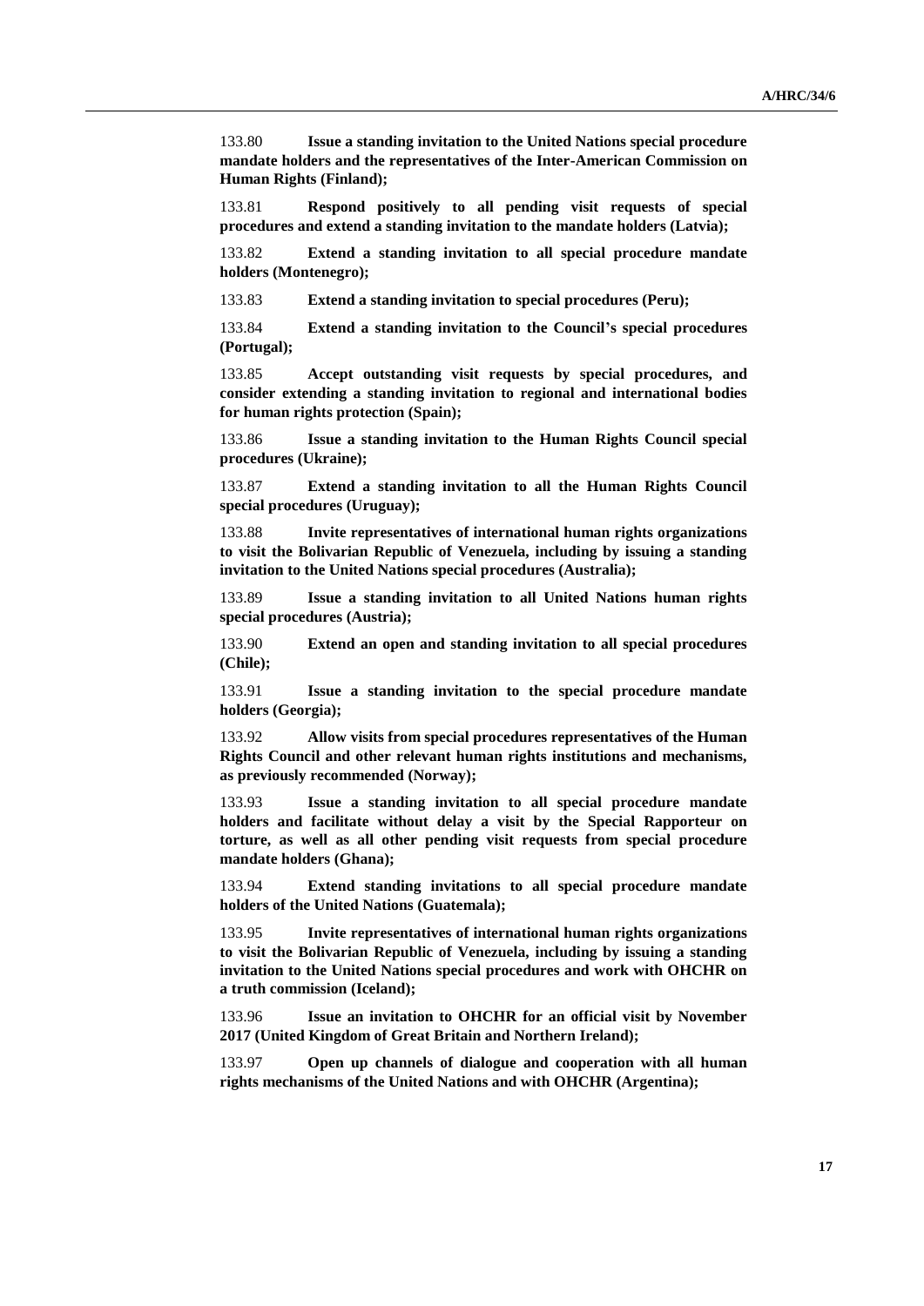133.80 **Issue a standing invitation to the United Nations special procedure mandate holders and the representatives of the Inter-American Commission on Human Rights (Finland);**

133.81 **Respond positively to all pending visit requests of special procedures and extend a standing invitation to the mandate holders (Latvia);**

133.82 **Extend a standing invitation to all special procedure mandate holders (Montenegro);**

133.83 **Extend a standing invitation to special procedures (Peru);**

133.84 **Extend a standing invitation to the Council's special procedures (Portugal);**

133.85 **Accept outstanding visit requests by special procedures, and consider extending a standing invitation to regional and international bodies for human rights protection (Spain);**

133.86 **Issue a standing invitation to the Human Rights Council special procedures (Ukraine);**

133.87 **Extend a standing invitation to all the Human Rights Council special procedures (Uruguay);**

133.88 **Invite representatives of international human rights organizations to visit the Bolivarian Republic of Venezuela, including by issuing a standing invitation to the United Nations special procedures (Australia);**

133.89 **Issue a standing invitation to all United Nations human rights special procedures (Austria);**

133.90 **Extend an open and standing invitation to all special procedures (Chile);**

133.91 **Issue a standing invitation to the special procedure mandate holders (Georgia);**

133.92 **Allow visits from special procedures representatives of the Human Rights Council and other relevant human rights institutions and mechanisms, as previously recommended (Norway);**

133.93 **Issue a standing invitation to all special procedure mandate holders and facilitate without delay a visit by the Special Rapporteur on torture, as well as all other pending visit requests from special procedure mandate holders (Ghana);**

133.94 **Extend standing invitations to all special procedure mandate holders of the United Nations (Guatemala);**

133.95 **Invite representatives of international human rights organizations to visit the Bolivarian Republic of Venezuela, including by issuing a standing invitation to the United Nations special procedures and work with OHCHR on a truth commission (Iceland);**

133.96 **Issue an invitation to OHCHR for an official visit by November 2017 (United Kingdom of Great Britain and Northern Ireland);**

133.97 **Open up channels of dialogue and cooperation with all human rights mechanisms of the United Nations and with OHCHR (Argentina);**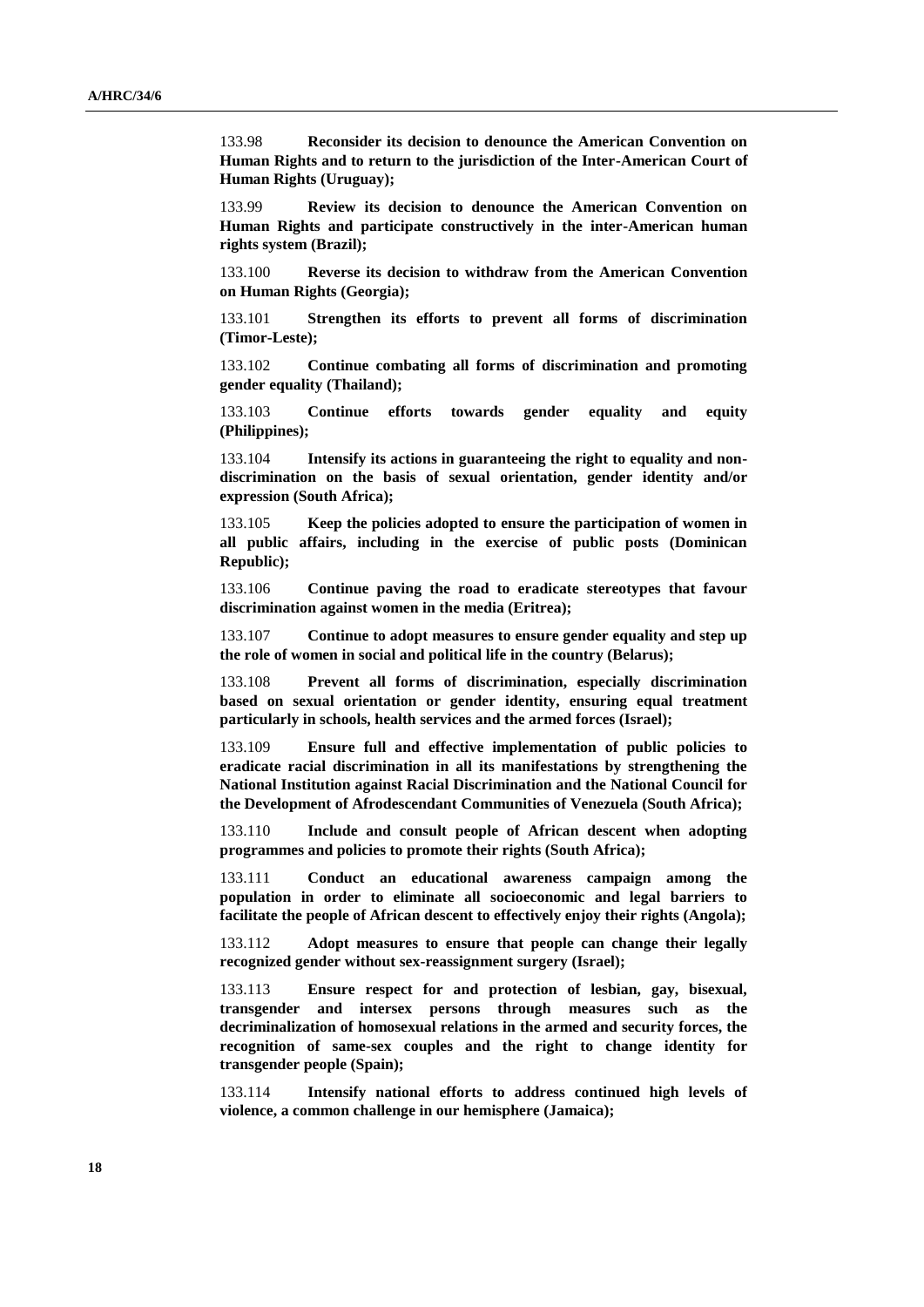133.98 **Reconsider its decision to denounce the American Convention on Human Rights and to return to the jurisdiction of the Inter-American Court of Human Rights (Uruguay);**

133.99 **Review its decision to denounce the American Convention on Human Rights and participate constructively in the inter-American human rights system (Brazil);**

133.100 **Reverse its decision to withdraw from the American Convention on Human Rights (Georgia);**

133.101 **Strengthen its efforts to prevent all forms of discrimination (Timor-Leste);**

133.102 **Continue combating all forms of discrimination and promoting gender equality (Thailand);**

133.103 **Continue efforts towards gender equality and equity (Philippines);**

133.104 **Intensify its actions in guaranteeing the right to equality and non-discrimination on the basis of sexual orientation, gender identity and/or expression (South Africa);**

133.105 **Keep the policies adopted to ensure the participation of women in all public affairs, including in the exercise of public posts (Dominican Republic);**

133.106 **Continue paving the road to eradicate stereotypes that favour discrimination against women in the media (Eritrea);**

133.107 **Continue to adopt measures to ensure gender equality and step up the role of women in social and political life in the country (Belarus);**

133.108 **Prevent all forms of discrimination, especially discrimination based on sexual orientation or gender identity, ensuring equal treatment particularly in schools, health services and the armed forces (Israel);**

133.109 **Ensure full and effective implementation of public policies to eradicate racial discrimination in all its manifestations by strengthening the National Institution against Racial Discrimination and the National Council for the Development of Afrodescendant Communities of Venezuela (South Africa);**

133.110 **Include and consult people of African descent when adopting programmes and policies to promote their rights (South Africa);**

133.111 **Conduct an educational awareness campaign among the population in order to eliminate all socioeconomic and legal barriers to facilitate the people of African descent to effectively enjoy their rights (Angola);**

133.112 **Adopt measures to ensure that people can change their legally recognized gender without sex-reassignment surgery (Israel);**

133.113 **Ensure respect for and protection of lesbian, gay, bisexual, transgender and intersex persons through measures such as the decriminalization of homosexual relations in the armed and security forces, the recognition of same-sex couples and the right to change identity for transgender people (Spain);**

133.114 **Intensify national efforts to address continued high levels of violence, a common challenge in our hemisphere (Jamaica);**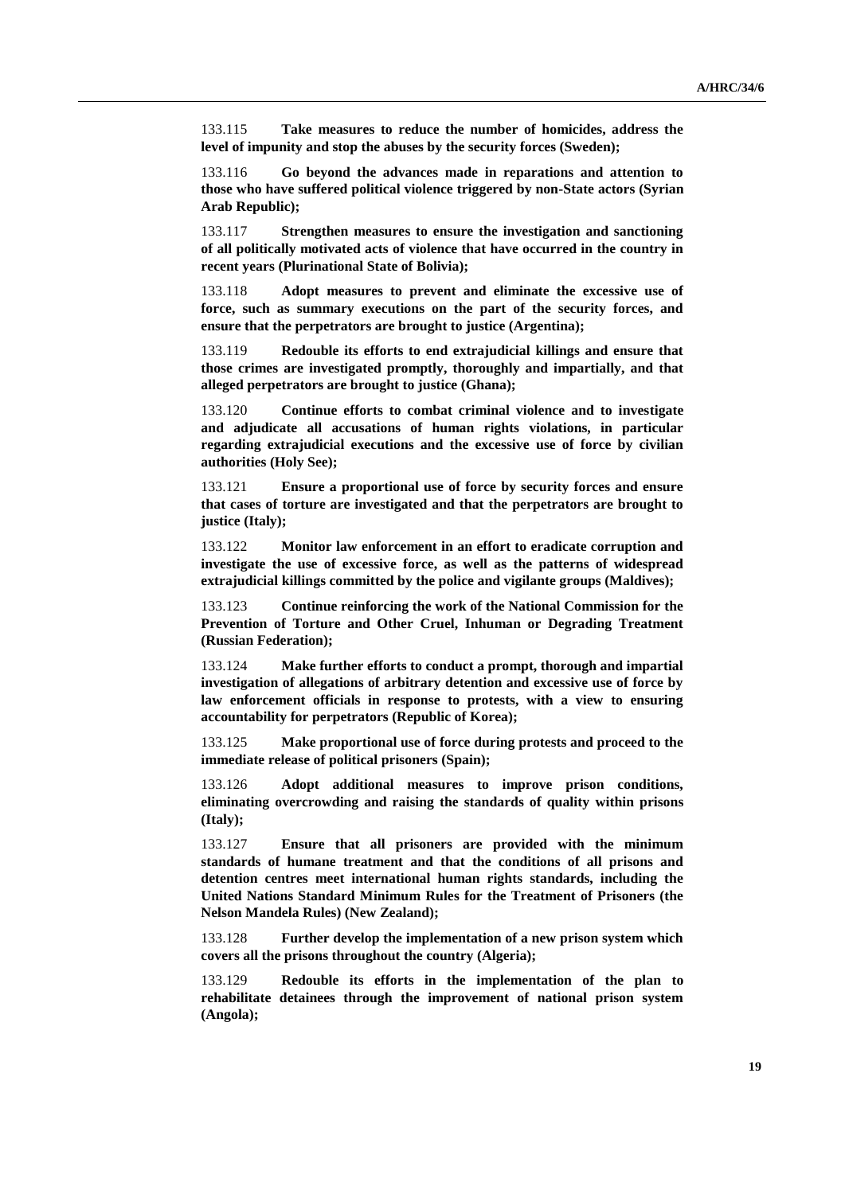133.115 **Take measures to reduce the number of homicides, address the level of impunity and stop the abuses by the security forces (Sweden);**

133.116 **Go beyond the advances made in reparations and attention to those who have suffered political violence triggered by non-State actors (Syrian Arab Republic);**

133.117 **Strengthen measures to ensure the investigation and sanctioning of all politically motivated acts of violence that have occurred in the country in recent years (Plurinational State of Bolivia);**

133.118 **Adopt measures to prevent and eliminate the excessive use of force, such as summary executions on the part of the security forces, and ensure that the perpetrators are brought to justice (Argentina);**

133.119 **Redouble its efforts to end extrajudicial killings and ensure that those crimes are investigated promptly, thoroughly and impartially, and that alleged perpetrators are brought to justice (Ghana);**

133.120 **Continue efforts to combat criminal violence and to investigate and adjudicate all accusations of human rights violations, in particular regarding extrajudicial executions and the excessive use of force by civilian authorities (Holy See);**

133.121 **Ensure a proportional use of force by security forces and ensure that cases of torture are investigated and that the perpetrators are brought to justice (Italy);**

133.122 **Monitor law enforcement in an effort to eradicate corruption and investigate the use of excessive force, as well as the patterns of widespread extrajudicial killings committed by the police and vigilante groups (Maldives);**

133.123 **Continue reinforcing the work of the National Commission for the Prevention of Torture and Other Cruel, Inhuman or Degrading Treatment (Russian Federation);**

133.124 **Make further efforts to conduct a prompt, thorough and impartial investigation of allegations of arbitrary detention and excessive use of force by law enforcement officials in response to protests, with a view to ensuring accountability for perpetrators (Republic of Korea);**

133.125 **Make proportional use of force during protests and proceed to the immediate release of political prisoners (Spain);**

133.126 **Adopt additional measures to improve prison conditions, eliminating overcrowding and raising the standards of quality within prisons (Italy);**

133.127 **Ensure that all prisoners are provided with the minimum standards of humane treatment and that the conditions of all prisons and detention centres meet international human rights standards, including the United Nations Standard Minimum Rules for the Treatment of Prisoners (the Nelson Mandela Rules) (New Zealand);**

133.128 **Further develop the implementation of a new prison system which covers all the prisons throughout the country (Algeria);**

133.129 **Redouble its efforts in the implementation of the plan to rehabilitate detainees through the improvement of national prison system (Angola);**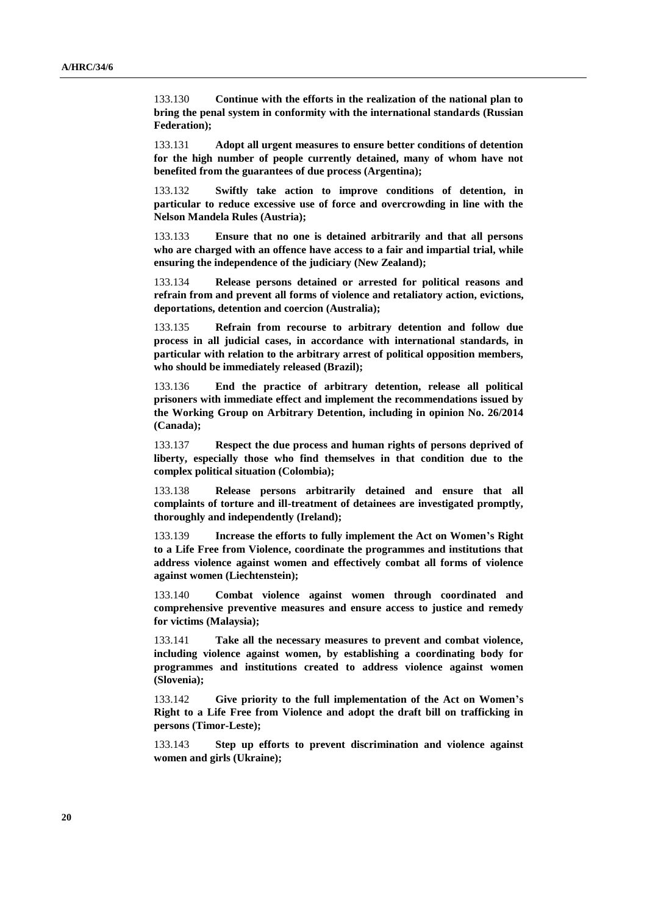133.130 **Continue with the efforts in the realization of the national plan to bring the penal system in conformity with the international standards (Russian Federation);**

133.131 **Adopt all urgent measures to ensure better conditions of detention for the high number of people currently detained, many of whom have not benefited from the guarantees of due process (Argentina);**

133.132 **Swiftly take action to improve conditions of detention, in particular to reduce excessive use of force and overcrowding in line with the Nelson Mandela Rules (Austria);**

133.133 **Ensure that no one is detained arbitrarily and that all persons who are charged with an offence have access to a fair and impartial trial, while ensuring the independence of the judiciary (New Zealand);**

133.134 **Release persons detained or arrested for political reasons and refrain from and prevent all forms of violence and retaliatory action, evictions, deportations, detention and coercion (Australia);**

133.135 **Refrain from recourse to arbitrary detention and follow due process in all judicial cases, in accordance with international standards, in particular with relation to the arbitrary arrest of political opposition members, who should be immediately released (Brazil);**

133.136 **End the practice of arbitrary detention, release all political prisoners with immediate effect and implement the recommendations issued by the Working Group on Arbitrary Detention, including in opinion No. 26/2014 (Canada);**

133.137 **Respect the due process and human rights of persons deprived of liberty, especially those who find themselves in that condition due to the complex political situation (Colombia);**

133.138 **Release persons arbitrarily detained and ensure that all complaints of torture and ill-treatment of detainees are investigated promptly, thoroughly and independently (Ireland);**

133.139 **Increase the efforts to fully implement the Act on Women's Right to a Life Free from Violence, coordinate the programmes and institutions that address violence against women and effectively combat all forms of violence against women (Liechtenstein);**

133.140 **Combat violence against women through coordinated and comprehensive preventive measures and ensure access to justice and remedy for victims (Malaysia);**

133.141 **Take all the necessary measures to prevent and combat violence, including violence against women, by establishing a coordinating body for programmes and institutions created to address violence against women (Slovenia);**

133.142 **Give priority to the full implementation of the Act on Women's Right to a Life Free from Violence and adopt the draft bill on trafficking in persons (Timor-Leste);**

133.143 **Step up efforts to prevent discrimination and violence against women and girls (Ukraine);**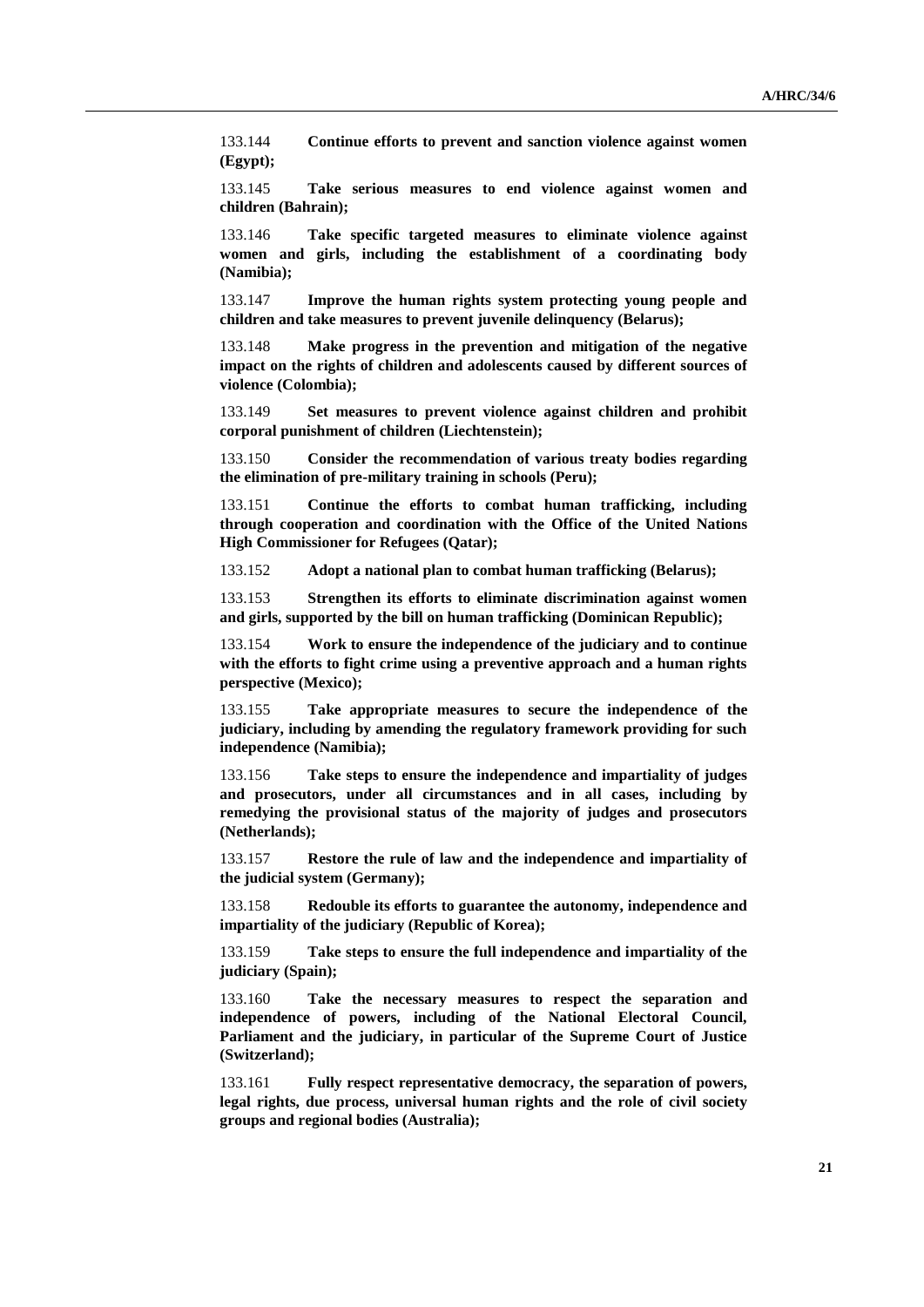133.144 **Continue efforts to prevent and sanction violence against women (Egypt);**

133.145 **Take serious measures to end violence against women and children (Bahrain);**

133.146 **Take specific targeted measures to eliminate violence against women and girls, including the establishment of a coordinating body (Namibia);**

133.147 **Improve the human rights system protecting young people and children and take measures to prevent juvenile delinquency (Belarus);**

133.148 **Make progress in the prevention and mitigation of the negative impact on the rights of children and adolescents caused by different sources of violence (Colombia);**

133.149 **Set measures to prevent violence against children and prohibit corporal punishment of children (Liechtenstein);**

133.150 **Consider the recommendation of various treaty bodies regarding the elimination of pre-military training in schools (Peru);**

133.151 **Continue the efforts to combat human trafficking, including through cooperation and coordination with the Office of the United Nations High Commissioner for Refugees (Qatar);**

133.152 **Adopt a national plan to combat human trafficking (Belarus);**

133.153 **Strengthen its efforts to eliminate discrimination against women and girls, supported by the bill on human trafficking (Dominican Republic);**

133.154 **Work to ensure the independence of the judiciary and to continue with the efforts to fight crime using a preventive approach and a human rights perspective (Mexico);**

133.155 **Take appropriate measures to secure the independence of the judiciary, including by amending the regulatory framework providing for such independence (Namibia);**

133.156 **Take steps to ensure the independence and impartiality of judges and prosecutors, under all circumstances and in all cases, including by remedying the provisional status of the majority of judges and prosecutors (Netherlands);**

133.157 **Restore the rule of law and the independence and impartiality of the judicial system (Germany);**

133.158 **Redouble its efforts to guarantee the autonomy, independence and impartiality of the judiciary (Republic of Korea);**

133.159 **Take steps to ensure the full independence and impartiality of the judiciary (Spain);**

133.160 **Take the necessary measures to respect the separation and independence of powers, including of the National Electoral Council, Parliament and the judiciary, in particular of the Supreme Court of Justice (Switzerland);**

133.161 **Fully respect representative democracy, the separation of powers, legal rights, due process, universal human rights and the role of civil society groups and regional bodies (Australia);**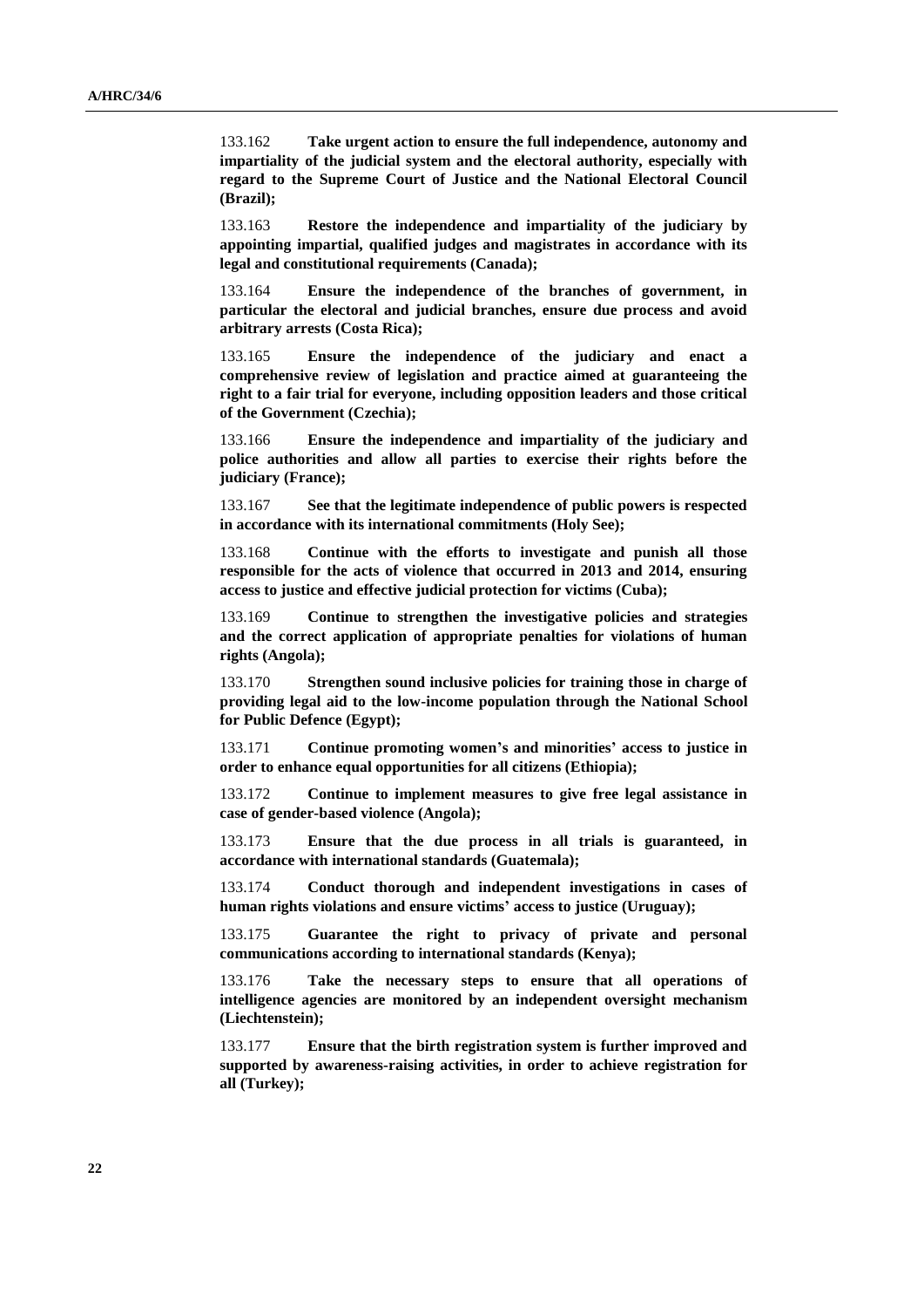133.162 **Take urgent action to ensure the full independence, autonomy and impartiality of the judicial system and the electoral authority, especially with regard to the Supreme Court of Justice and the National Electoral Council (Brazil);**

133.163 **Restore the independence and impartiality of the judiciary by appointing impartial, qualified judges and magistrates in accordance with its legal and constitutional requirements (Canada);**

133.164 **Ensure the independence of the branches of government, in particular the electoral and judicial branches, ensure due process and avoid arbitrary arrests (Costa Rica);**

133.165 **Ensure the independence of the judiciary and enact a comprehensive review of legislation and practice aimed at guaranteeing the right to a fair trial for everyone, including opposition leaders and those critical of the Government (Czechia);**

133.166 **Ensure the independence and impartiality of the judiciary and police authorities and allow all parties to exercise their rights before the judiciary (France);**

133.167 **See that the legitimate independence of public powers is respected in accordance with its international commitments (Holy See);**

133.168 **Continue with the efforts to investigate and punish all those responsible for the acts of violence that occurred in 2013 and 2014, ensuring access to justice and effective judicial protection for victims (Cuba);**

133.169 **Continue to strengthen the investigative policies and strategies and the correct application of appropriate penalties for violations of human rights (Angola);**

133.170 **Strengthen sound inclusive policies for training those in charge of providing legal aid to the low-income population through the National School for Public Defence (Egypt);**

133.171 **Continue promoting women's and minorities' access to justice in order to enhance equal opportunities for all citizens (Ethiopia);**

133.172 **Continue to implement measures to give free legal assistance in case of gender-based violence (Angola);**

133.173 **Ensure that the due process in all trials is guaranteed, in accordance with international standards (Guatemala);**

133.174 **Conduct thorough and independent investigations in cases of human rights violations and ensure victims' access to justice (Uruguay);**

133.175 **Guarantee the right to privacy of private and personal communications according to international standards (Kenya);**

133.176 **Take the necessary steps to ensure that all operations of intelligence agencies are monitored by an independent oversight mechanism (Liechtenstein);**

133.177 **Ensure that the birth registration system is further improved and supported by awareness-raising activities, in order to achieve registration for all (Turkey);**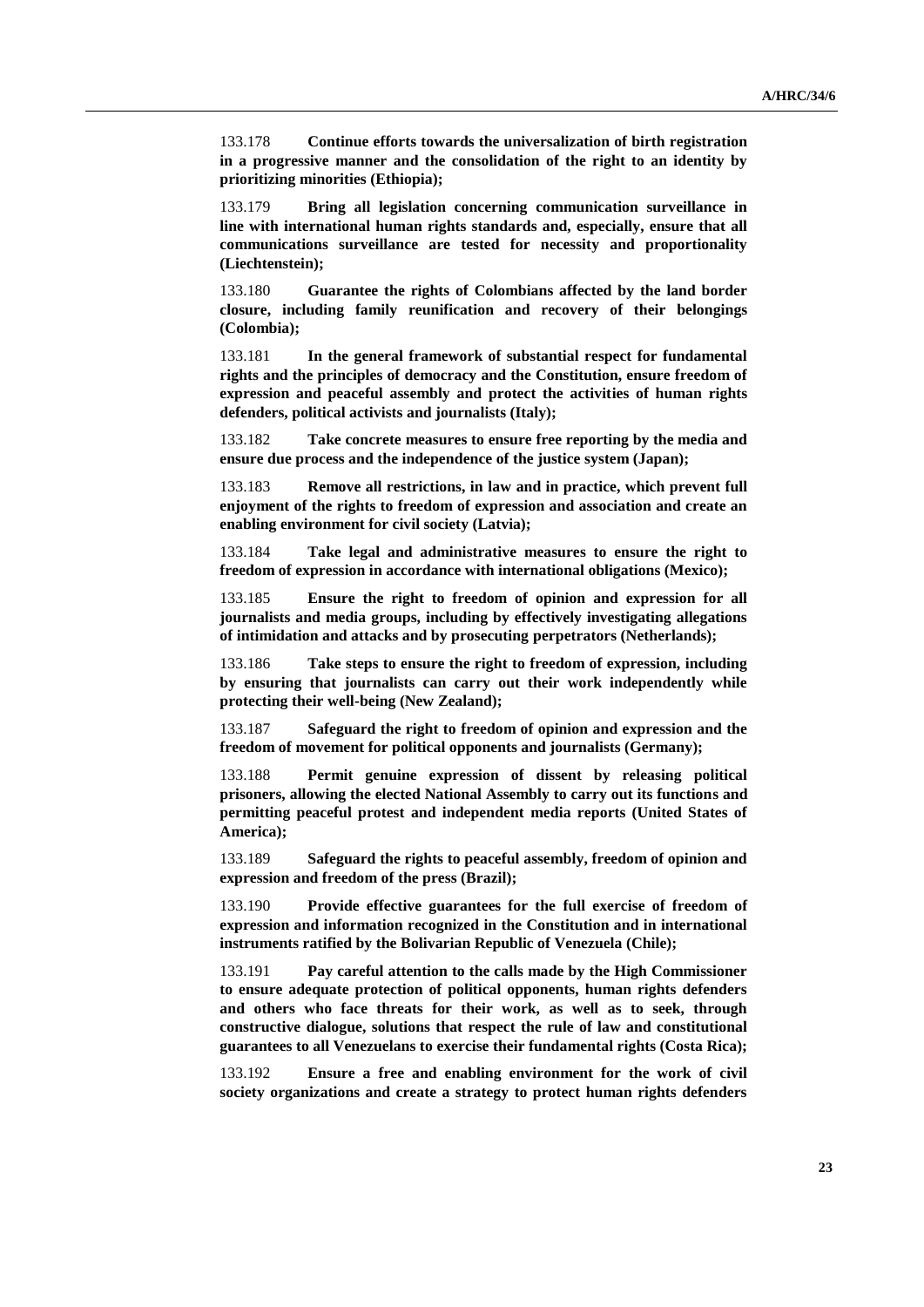133.178 **Continue efforts towards the universalization of birth registration in a progressive manner and the consolidation of the right to an identity by prioritizing minorities (Ethiopia);**

133.179 **Bring all legislation concerning communication surveillance in line with international human rights standards and, especially, ensure that all communications surveillance are tested for necessity and proportionality (Liechtenstein);**

133.180 **Guarantee the rights of Colombians affected by the land border closure, including family reunification and recovery of their belongings (Colombia);**

133.181 **In the general framework of substantial respect for fundamental rights and the principles of democracy and the Constitution, ensure freedom of expression and peaceful assembly and protect the activities of human rights defenders, political activists and journalists (Italy);**

133.182 **Take concrete measures to ensure free reporting by the media and ensure due process and the independence of the justice system (Japan);**

133.183 **Remove all restrictions, in law and in practice, which prevent full enjoyment of the rights to freedom of expression and association and create an enabling environment for civil society (Latvia);**

133.184 **Take legal and administrative measures to ensure the right to freedom of expression in accordance with international obligations (Mexico);**

133.185 **Ensure the right to freedom of opinion and expression for all journalists and media groups, including by effectively investigating allegations of intimidation and attacks and by prosecuting perpetrators (Netherlands);**

133.186 **Take steps to ensure the right to freedom of expression, including by ensuring that journalists can carry out their work independently while protecting their well-being (New Zealand);**

133.187 **Safeguard the right to freedom of opinion and expression and the freedom of movement for political opponents and journalists (Germany);**

133.188 **Permit genuine expression of dissent by releasing political prisoners, allowing the elected National Assembly to carry out its functions and permitting peaceful protest and independent media reports (United States of America);**

133.189 **Safeguard the rights to peaceful assembly, freedom of opinion and expression and freedom of the press (Brazil);**

133.190 **Provide effective guarantees for the full exercise of freedom of expression and information recognized in the Constitution and in international instruments ratified by the Bolivarian Republic of Venezuela (Chile);**

133.191 **Pay careful attention to the calls made by the High Commissioner to ensure adequate protection of political opponents, human rights defenders and others who face threats for their work, as well as to seek, through constructive dialogue, solutions that respect the rule of law and constitutional guarantees to all Venezuelans to exercise their fundamental rights (Costa Rica);**

133.192 **Ensure a free and enabling environment for the work of civil society organizations and create a strategy to protect human rights defenders**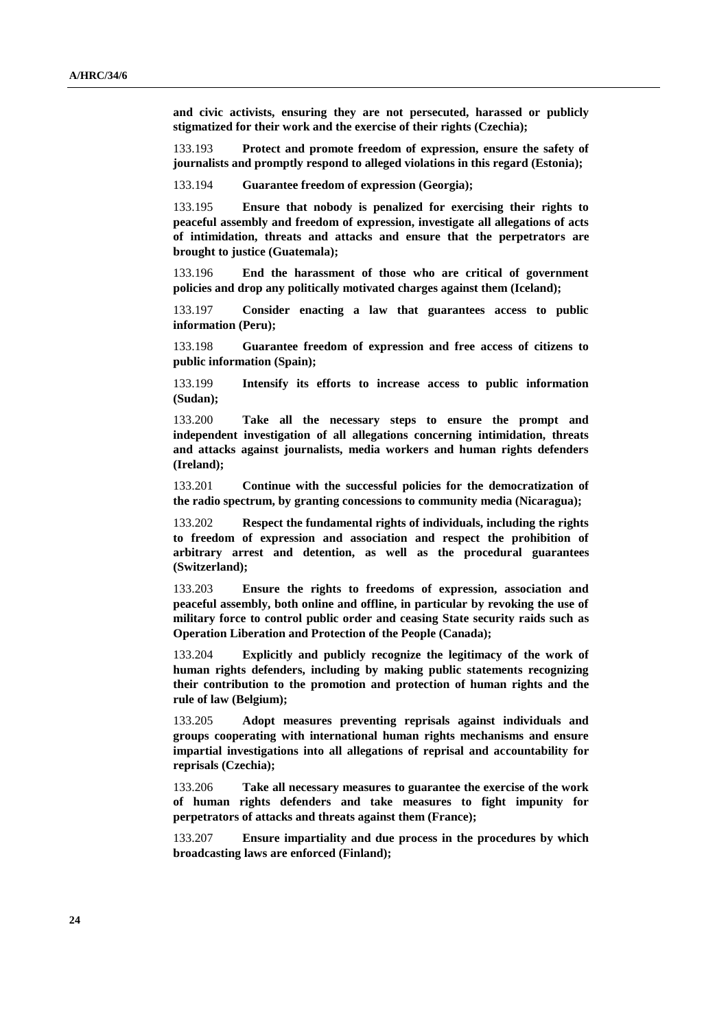**and civic activists, ensuring they are not persecuted, harassed or publicly stigmatized for their work and the exercise of their rights (Czechia);**

133.193 **Protect and promote freedom of expression, ensure the safety of journalists and promptly respond to alleged violations in this regard (Estonia);**

133.194 **Guarantee freedom of expression (Georgia);**

133.195 **Ensure that nobody is penalized for exercising their rights to peaceful assembly and freedom of expression, investigate all allegations of acts of intimidation, threats and attacks and ensure that the perpetrators are brought to justice (Guatemala);**

133.196 **End the harassment of those who are critical of government policies and drop any politically motivated charges against them (Iceland);**

133.197 **Consider enacting a law that guarantees access to public information (Peru);**

133.198 **Guarantee freedom of expression and free access of citizens to public information (Spain);**

133.199 **Intensify its efforts to increase access to public information (Sudan);**

133.200 **Take all the necessary steps to ensure the prompt and independent investigation of all allegations concerning intimidation, threats and attacks against journalists, media workers and human rights defenders (Ireland);**

133.201 **Continue with the successful policies for the democratization of the radio spectrum, by granting concessions to community media (Nicaragua);**

133.202 **Respect the fundamental rights of individuals, including the rights to freedom of expression and association and respect the prohibition of arbitrary arrest and detention, as well as the procedural guarantees (Switzerland);**

133.203 **Ensure the rights to freedoms of expression, association and peaceful assembly, both online and offline, in particular by revoking the use of military force to control public order and ceasing State security raids such as Operation Liberation and Protection of the People (Canada);**

133.204 **Explicitly and publicly recognize the legitimacy of the work of human rights defenders, including by making public statements recognizing their contribution to the promotion and protection of human rights and the rule of law (Belgium);**

133.205 **Adopt measures preventing reprisals against individuals and groups cooperating with international human rights mechanisms and ensure impartial investigations into all allegations of reprisal and accountability for reprisals (Czechia);**

133.206 **Take all necessary measures to guarantee the exercise of the work of human rights defenders and take measures to fight impunity for perpetrators of attacks and threats against them (France);**

133.207 **Ensure impartiality and due process in the procedures by which broadcasting laws are enforced (Finland);**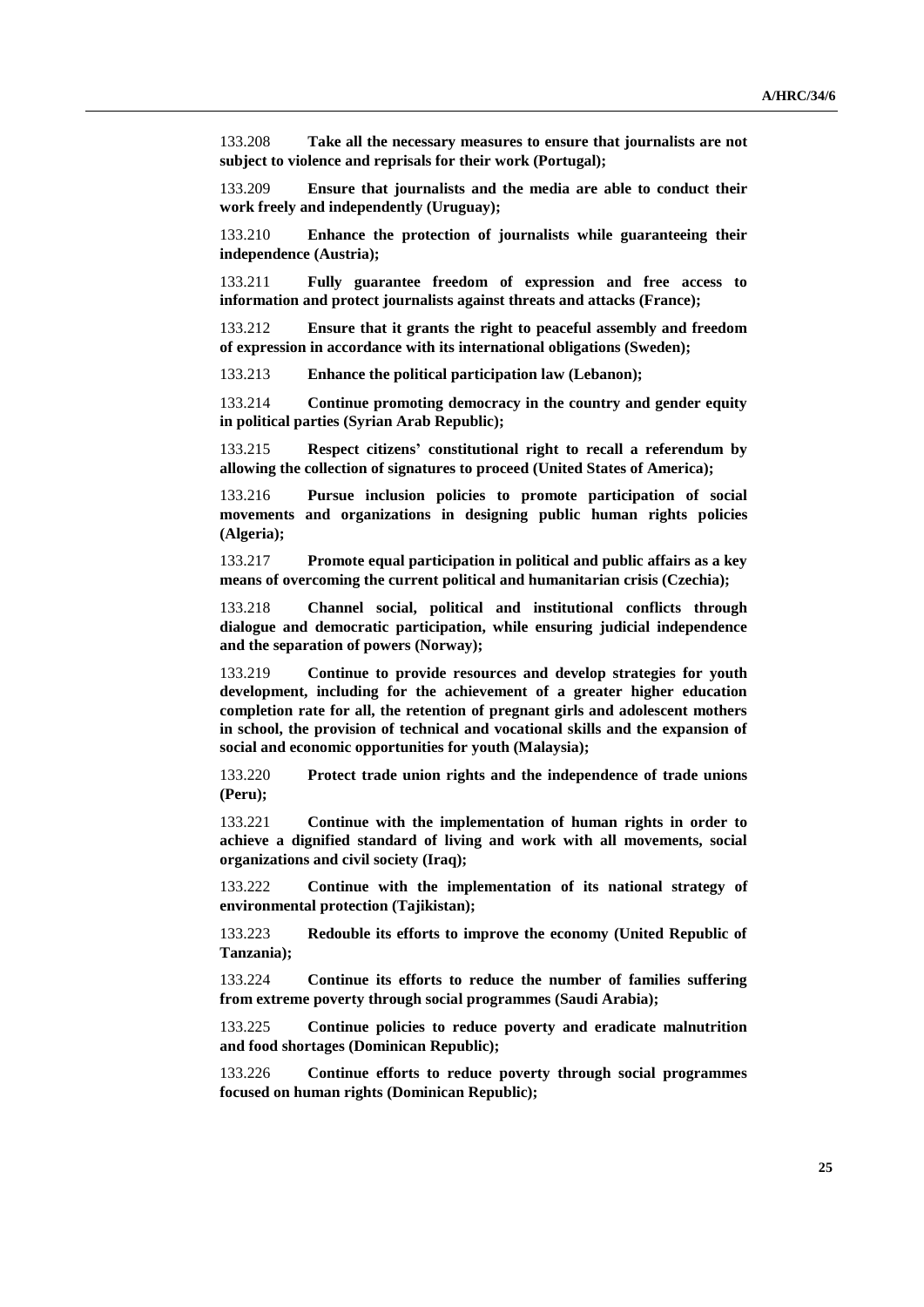133.208 **Take all the necessary measures to ensure that journalists are not subject to violence and reprisals for their work (Portugal);**

133.209 **Ensure that journalists and the media are able to conduct their work freely and independently (Uruguay);**

133.210 **Enhance the protection of journalists while guaranteeing their independence (Austria);**

133.211 **Fully guarantee freedom of expression and free access to information and protect journalists against threats and attacks (France);**

133.212 **Ensure that it grants the right to peaceful assembly and freedom of expression in accordance with its international obligations (Sweden);**

133.213 **Enhance the political participation law (Lebanon);**

133.214 **Continue promoting democracy in the country and gender equity in political parties (Syrian Arab Republic);**

133.215 **Respect citizens' constitutional right to recall a referendum by allowing the collection of signatures to proceed (United States of America);**

133.216 **Pursue inclusion policies to promote participation of social movements and organizations in designing public human rights policies (Algeria);**

133.217 **Promote equal participation in political and public affairs as a key means of overcoming the current political and humanitarian crisis (Czechia);**

133.218 **Channel social, political and institutional conflicts through dialogue and democratic participation, while ensuring judicial independence and the separation of powers (Norway);**

133.219 **Continue to provide resources and develop strategies for youth development, including for the achievement of a greater higher education completion rate for all, the retention of pregnant girls and adolescent mothers in school, the provision of technical and vocational skills and the expansion of social and economic opportunities for youth (Malaysia);**

133.220 **Protect trade union rights and the independence of trade unions (Peru);**

133.221 **Continue with the implementation of human rights in order to achieve a dignified standard of living and work with all movements, social organizations and civil society (Iraq);**

133.222 **Continue with the implementation of its national strategy of environmental protection (Tajikistan);**

133.223 **Redouble its efforts to improve the economy (United Republic of Tanzania);**

133.224 **Continue its efforts to reduce the number of families suffering from extreme poverty through social programmes (Saudi Arabia);**

133.225 **Continue policies to reduce poverty and eradicate malnutrition and food shortages (Dominican Republic);**

133.226 **Continue efforts to reduce poverty through social programmes focused on human rights (Dominican Republic);**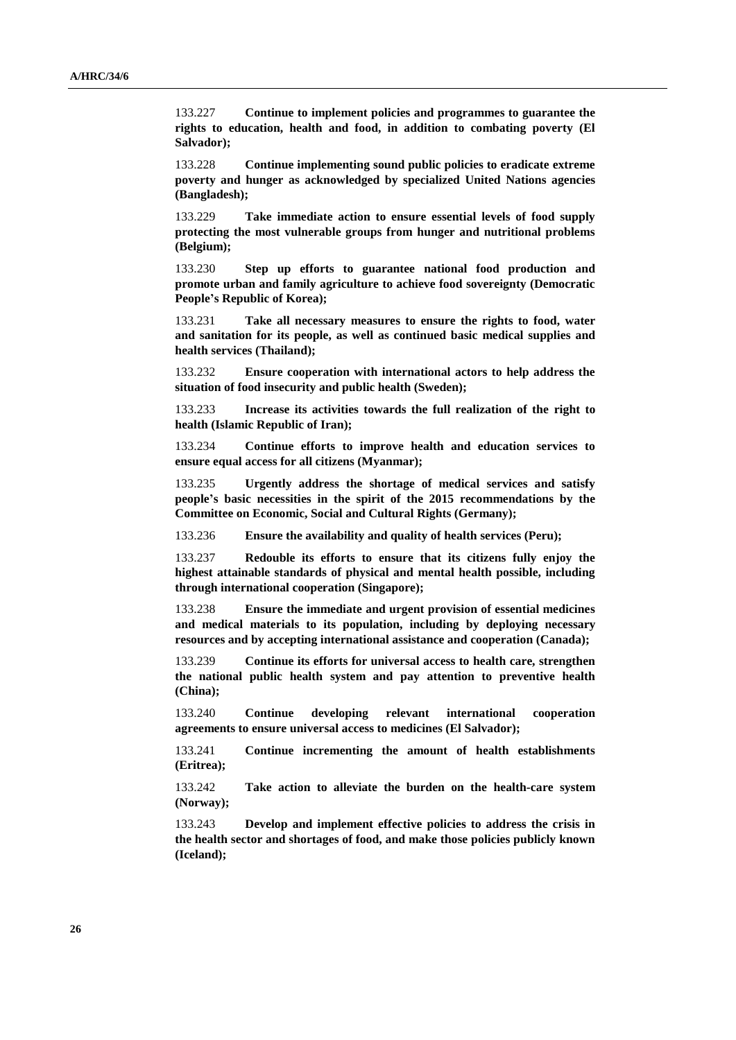133.227 **Continue to implement policies and programmes to guarantee the rights to education, health and food, in addition to combating poverty (El Salvador);**

133.228 **Continue implementing sound public policies to eradicate extreme poverty and hunger as acknowledged by specialized United Nations agencies (Bangladesh);**

133.229 **Take immediate action to ensure essential levels of food supply protecting the most vulnerable groups from hunger and nutritional problems (Belgium);**

133.230 **Step up efforts to guarantee national food production and promote urban and family agriculture to achieve food sovereignty (Democratic People's Republic of Korea);**

133.231 **Take all necessary measures to ensure the rights to food, water and sanitation for its people, as well as continued basic medical supplies and health services (Thailand);**

133.232 **Ensure cooperation with international actors to help address the situation of food insecurity and public health (Sweden);**

133.233 **Increase its activities towards the full realization of the right to health (Islamic Republic of Iran);**

133.234 **Continue efforts to improve health and education services to ensure equal access for all citizens (Myanmar);**

133.235 **Urgently address the shortage of medical services and satisfy people's basic necessities in the spirit of the 2015 recommendations by the Committee on Economic, Social and Cultural Rights (Germany);**

133.236 **Ensure the availability and quality of health services (Peru);**

133.237 **Redouble its efforts to ensure that its citizens fully enjoy the highest attainable standards of physical and mental health possible, including through international cooperation (Singapore);**

133.238 **Ensure the immediate and urgent provision of essential medicines and medical materials to its population, including by deploying necessary resources and by accepting international assistance and cooperation (Canada);**

133.239 **Continue its efforts for universal access to health care, strengthen the national public health system and pay attention to preventive health (China);**

133.240 **Continue developing relevant international cooperation agreements to ensure universal access to medicines (El Salvador);**

133.241 **Continue incrementing the amount of health establishments (Eritrea);**

133.242 **Take action to alleviate the burden on the health-care system (Norway);**

133.243 **Develop and implement effective policies to address the crisis in the health sector and shortages of food, and make those policies publicly known (Iceland);**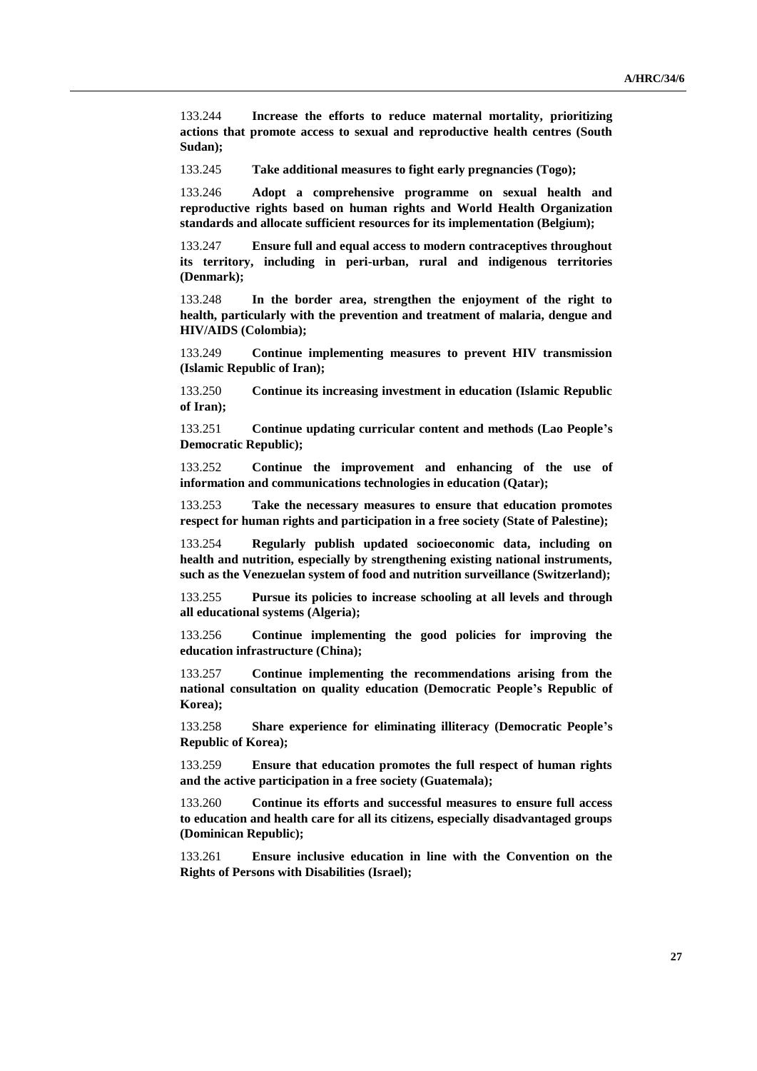133.244 **Increase the efforts to reduce maternal mortality, prioritizing actions that promote access to sexual and reproductive health centres (South Sudan);**

133.245 **Take additional measures to fight early pregnancies (Togo);**

133.246 **Adopt a comprehensive programme on sexual health and reproductive rights based on human rights and World Health Organization standards and allocate sufficient resources for its implementation (Belgium);**

133.247 **Ensure full and equal access to modern contraceptives throughout its territory, including in peri-urban, rural and indigenous territories (Denmark);**

133.248 **In the border area, strengthen the enjoyment of the right to health, particularly with the prevention and treatment of malaria, dengue and HIV/AIDS (Colombia);**

133.249 **Continue implementing measures to prevent HIV transmission (Islamic Republic of Iran);**

133.250 **Continue its increasing investment in education (Islamic Republic of Iran);**

133.251 **Continue updating curricular content and methods (Lao People's Democratic Republic);**

133.252 **Continue the improvement and enhancing of the use of information and communications technologies in education (Qatar);**

133.253 **Take the necessary measures to ensure that education promotes respect for human rights and participation in a free society (State of Palestine);**

133.254 **Regularly publish updated socioeconomic data, including on health and nutrition, especially by strengthening existing national instruments, such as the Venezuelan system of food and nutrition surveillance (Switzerland);**

133.255 **Pursue its policies to increase schooling at all levels and through all educational systems (Algeria);**

133.256 **Continue implementing the good policies for improving the education infrastructure (China);**

133.257 **Continue implementing the recommendations arising from the national consultation on quality education (Democratic People's Republic of Korea);**

133.258 **Share experience for eliminating illiteracy (Democratic People's Republic of Korea);**

133.259 **Ensure that education promotes the full respect of human rights and the active participation in a free society (Guatemala);**

133.260 **Continue its efforts and successful measures to ensure full access to education and health care for all its citizens, especially disadvantaged groups (Dominican Republic);**

133.261 **Ensure inclusive education in line with the Convention on the Rights of Persons with Disabilities (Israel);**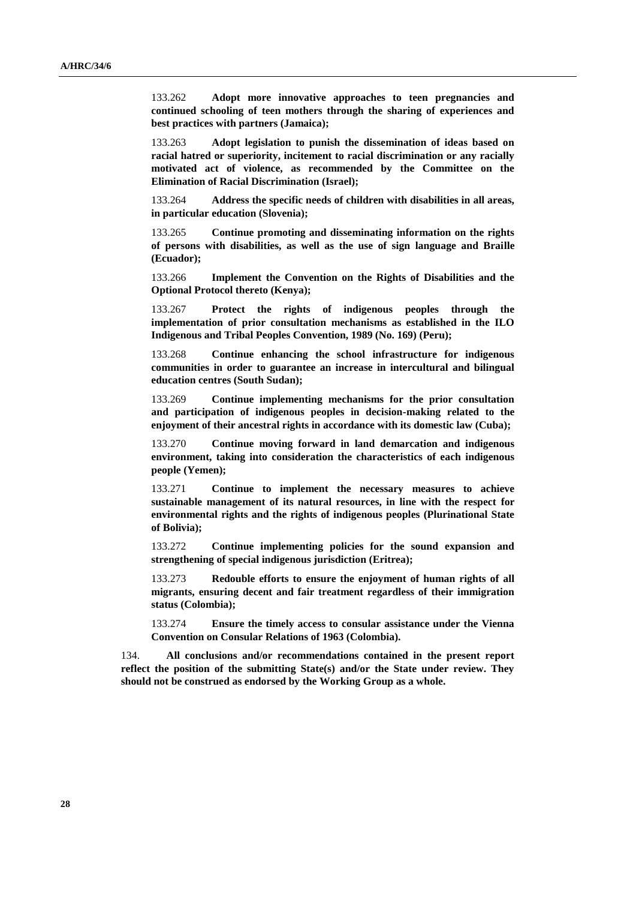133.262 **Adopt more innovative approaches to teen pregnancies and continued schooling of teen mothers through the sharing of experiences and best practices with partners (Jamaica);**

133.263 **Adopt legislation to punish the dissemination of ideas based on racial hatred or superiority, incitement to racial discrimination or any racially motivated act of violence, as recommended by the Committee on the Elimination of Racial Discrimination (Israel);**

133.264 **Address the specific needs of children with disabilities in all areas, in particular education (Slovenia);**

133.265 **Continue promoting and disseminating information on the rights of persons with disabilities, as well as the use of sign language and Braille (Ecuador);**

133.266 **Implement the Convention on the Rights of Disabilities and the Optional Protocol thereto (Kenya);**

133.267 **Protect the rights of indigenous peoples through the implementation of prior consultation mechanisms as established in the ILO Indigenous and Tribal Peoples Convention, 1989 (No. 169) (Peru);**

133.268 **Continue enhancing the school infrastructure for indigenous communities in order to guarantee an increase in intercultural and bilingual education centres (South Sudan);**

133.269 **Continue implementing mechanisms for the prior consultation and participation of indigenous peoples in decision-making related to the enjoyment of their ancestral rights in accordance with its domestic law (Cuba);**

133.270 **Continue moving forward in land demarcation and indigenous environment, taking into consideration the characteristics of each indigenous people (Yemen);**

133.271 **Continue to implement the necessary measures to achieve sustainable management of its natural resources, in line with the respect for environmental rights and the rights of indigenous peoples (Plurinational State of Bolivia);**

133.272 **Continue implementing policies for the sound expansion and strengthening of special indigenous jurisdiction (Eritrea);**

133.273 **Redouble efforts to ensure the enjoyment of human rights of all migrants, ensuring decent and fair treatment regardless of their immigration status (Colombia);**

133.274 **Ensure the timely access to consular assistance under the Vienna Convention on Consular Relations of 1963 (Colombia).**

134. **All conclusions and/or recommendations contained in the present report reflect the position of the submitting State(s) and/or the State under review. They should not be construed as endorsed by the Working Group as a whole.**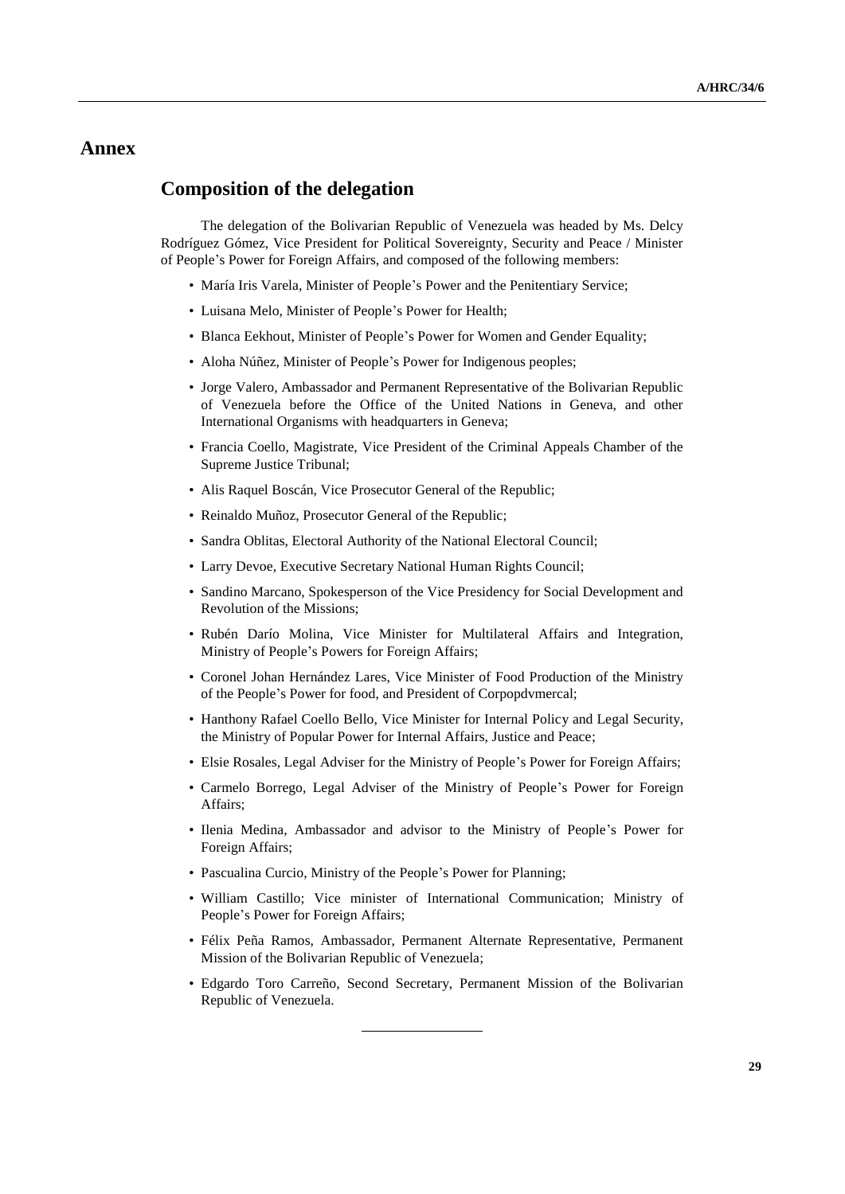# Annex

## Composition of the delegation

The delegation of the Bolivarian Republic of Venezuela was headed by Ms. Delcy Rodríguez Gómez, Vice President for Political Sovereignty, Security and Peace / Minister of People's Power for Foreign Affairs, and composed of the following members:

- María Iris Varela, Minister of People's Power and the Penitentiary Service;
- Luisana Melo, Minister of People's Power for Health;
- Blanca Eekhout, Minister of People's Power for Women and Gender Equality;
- Aloha Núñez, Minister of People's Power for Indigenous peoples;
- Jorge Valero, Ambassador and Permanent Representative of the Bolivarian Republic of Venezuela before the Office of the United Nations in Geneva, and other International Organisms with headquarters in Geneva;
- Francia Coello, Magistrate, Vice President of the Criminal Appeals Chamber of the Supreme Justice Tribunal;
- Alis Raquel Boscán, Vice Prosecutor General of the Republic;
- Reinaldo Muñoz, Prosecutor General of the Republic;
- Sandra Oblitas, Electoral Authority of the National Electoral Council;
- Larry Devoe, Executive Secretary National Human Rights Council;
- Sandino Marcano, Spokesperson of the Vice Presidency for Social Development and Revolution of the Missions;
- Rubén Darío Molina, Vice Minister for Multilateral Affairs and Integration, Ministry of People's Powers for Foreign Affairs;
- Coronel Johan Hernández Lares, Vice Minister of Food Production of the Ministry of the People's Power for food, and President of Corpopdvmercal;
- Hanthony Rafael Coello Bello, Vice Minister for Internal Policy and Legal Security, the Ministry of Popular Power for Internal Affairs, Justice and Peace;
- Elsie Rosales, Legal Adviser for the Ministry of People's Power for Foreign Affairs;
- Carmelo Borrego, Legal Adviser of the Ministry of People's Power for Foreign Affairs;
- Ilenia Medina, Ambassador and advisor to the Ministry of People's Power for Foreign Affairs;
- Pascualina Curcio, Ministry of the People's Power for Planning;
- William Castillo; Vice minister of International Communication; Ministry of People's Power for Foreign Affairs;
- Félix Peña Ramos, Ambassador, Permanent Alternate Representative, Permanent Mission of the Bolivarian Republic of Venezuela;
- Edgardo Toro Carreño, Second Secretary, Permanent Mission of the Bolivarian Republic of Venezuela.